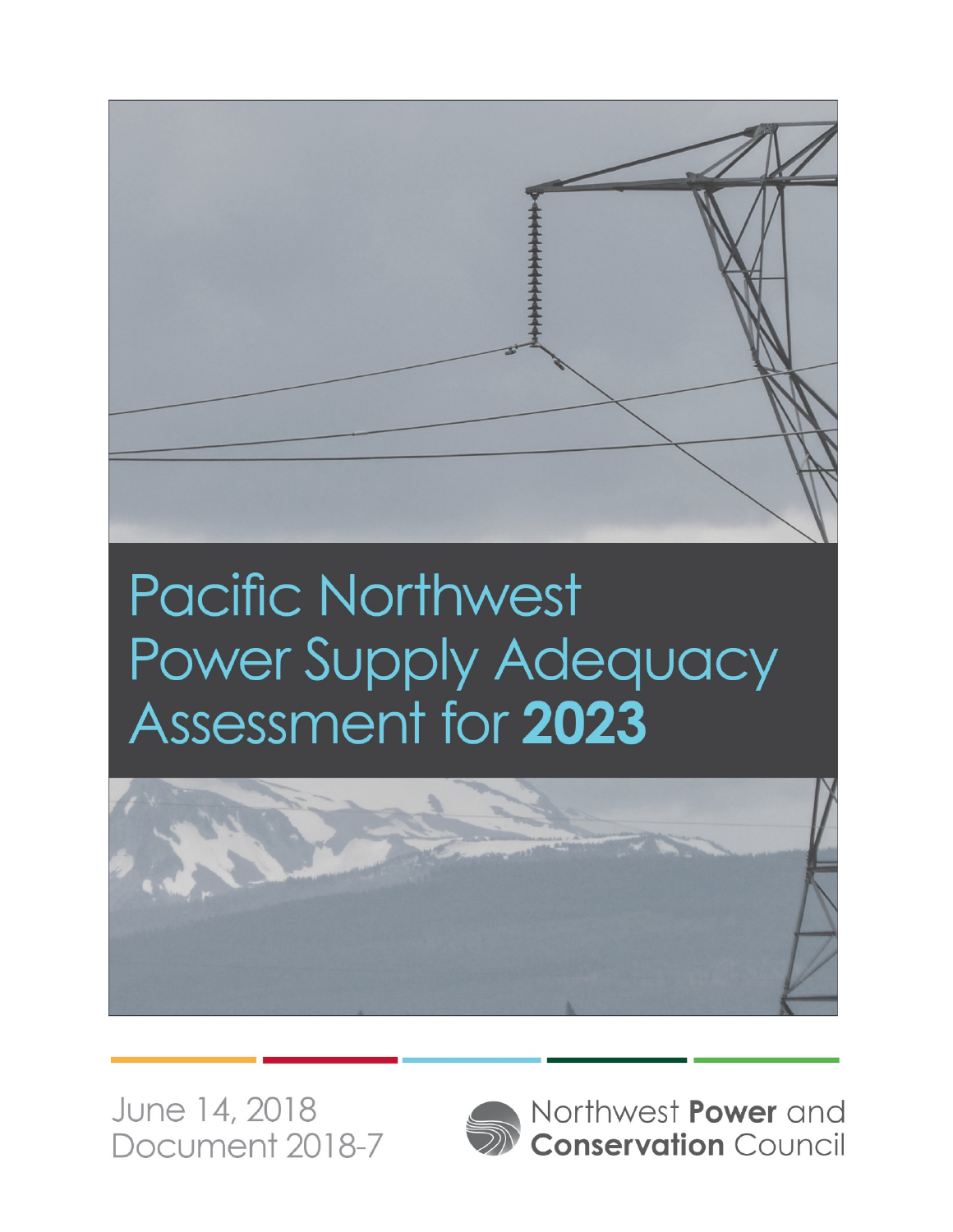# Pacific Northwest Power Supply Adequacy Assessment for **2023**

June 14, 2018
Document 2018-7

Northwest **Power** and **Conservation** Council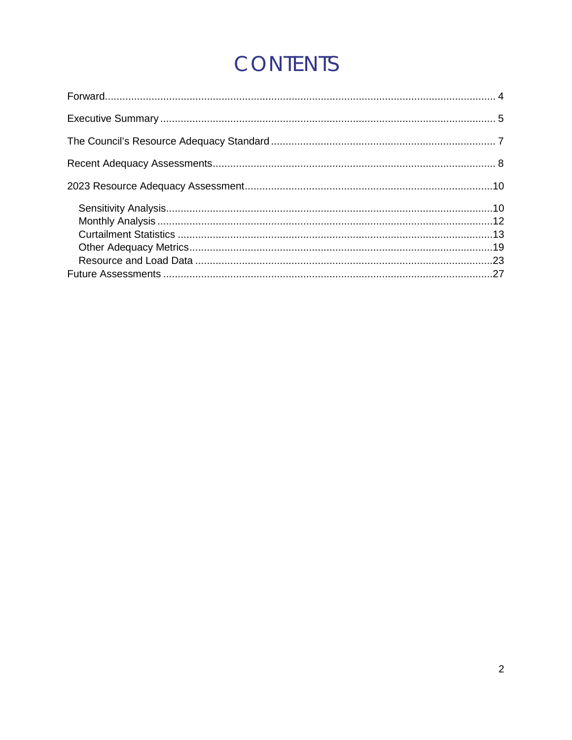# CONTENTS

Forward.......................................................................................................................... 4

Executive Summary .................................................................................................. 5

The Council's Resource Adequacy Standard ............................................................ 7

Recent Adequacy Assessments................................................................................ 8

2023 Resource Adequacy Assessment....................................................................10

- Sensitivity Analysis...............................................................................................10
- Monthly Analysis .................................................................................................12
- Curtailment Statistics ...........................................................................................13
- Other Adequacy Metrics.......................................................................................19
- Resource and Load Data .....................................................................................23

Future Assessments ................................................................................................27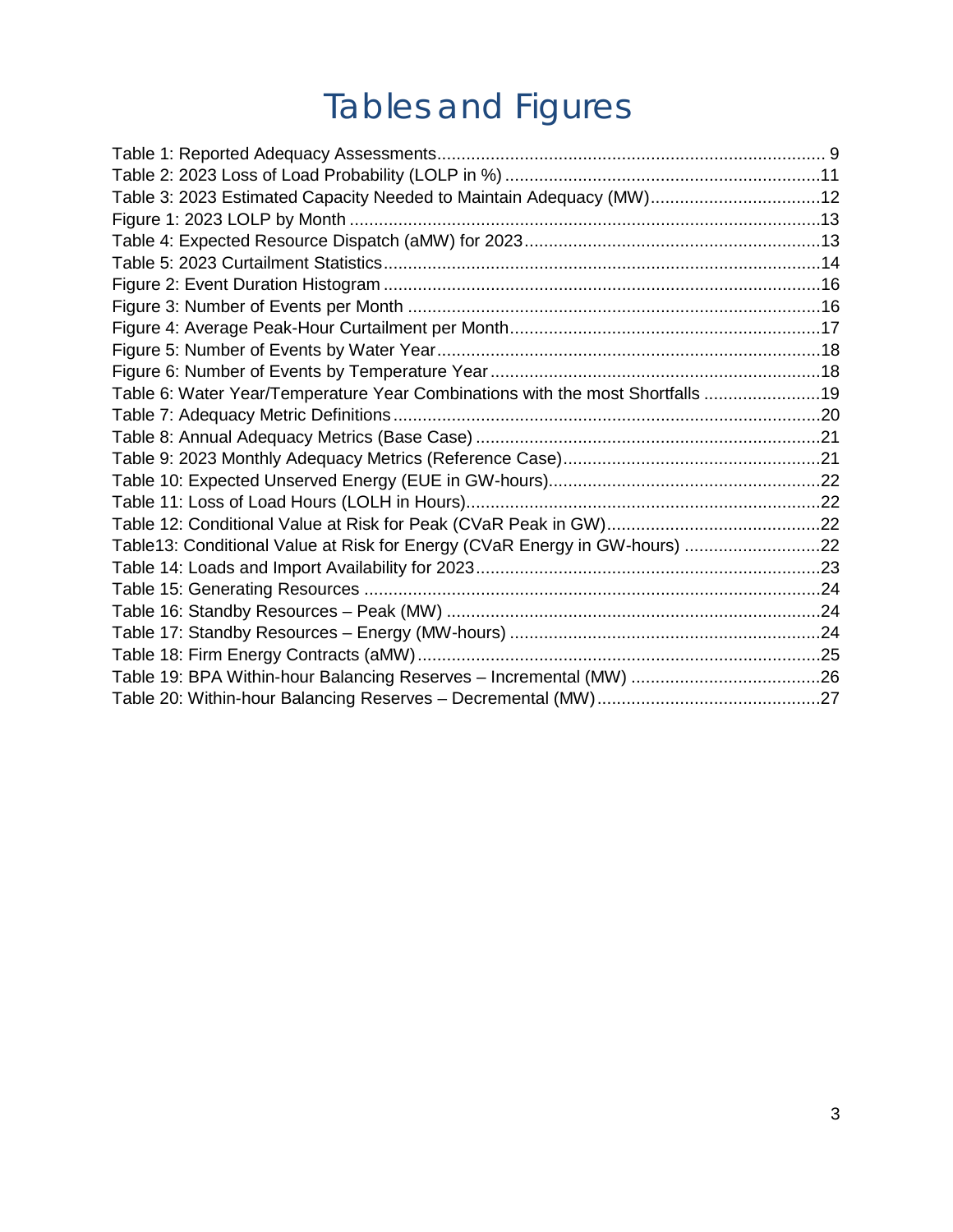# Tables and Figures

Table 1: Reported Adequacy Assessments........................................................................ 9
Table 2: 2023 Loss of Load Probability (LOLP in %) ..................................................................11
Table 3: 2023 Estimated Capacity Needed to Maintain Adequacy (MW)....................................12
Figure 1: 2023 LOLP by Month ..................................................................................................13
Table 4: Expected Resource Dispatch (aMW) for 2023..............................................................13
Table 5: 2023 Curtailment Statistics...........................................................................................14
Figure 2: Event Duration Histogram ...........................................................................................16
Figure 3: Number of Events per Month ......................................................................................16
Figure 4: Average Peak-Hour Curtailment per Month.................................................................17
Figure 5: Number of Events by Water Year................................................................................18
Figure 6: Number of Events by Temperature Year.....................................................................18
Table 6: Water Year/Temperature Year Combinations with the most Shortfalls ........................19
Table 7: Adequacy Metric Definitions.........................................................................................20
Table 8: Annual Adequacy Metrics (Base Case) ........................................................................21
Table 9: 2023 Monthly Adequacy Metrics (Reference Case)......................................................21
Table 10: Expected Unserved Energy (EUE in GW-hours).........................................................22
Table 11: Loss of Load Hours (LOLH in Hours)..........................................................................22
Table 12: Conditional Value at Risk for Peak (CVaR Peak in GW).............................................22
Table13: Conditional Value at Risk for Energy (CVaR Energy in GW-hours) .............................22
Table 14: Loads and Import Availability for 2023........................................................................23
Table 15: Generating Resources ...............................................................................................24
Table 16: Standby Resources – Peak (MW) ..............................................................................24
Table 17: Standby Resources – Energy (MW-hours) .................................................................24
Table 18: Firm Energy Contracts (aMW)....................................................................................25
Table 19: BPA Within-hour Balancing Reserves – Incremental (MW) ........................................26
Table 20: Within-hour Balancing Reserves – Decremental (MW)...............................................27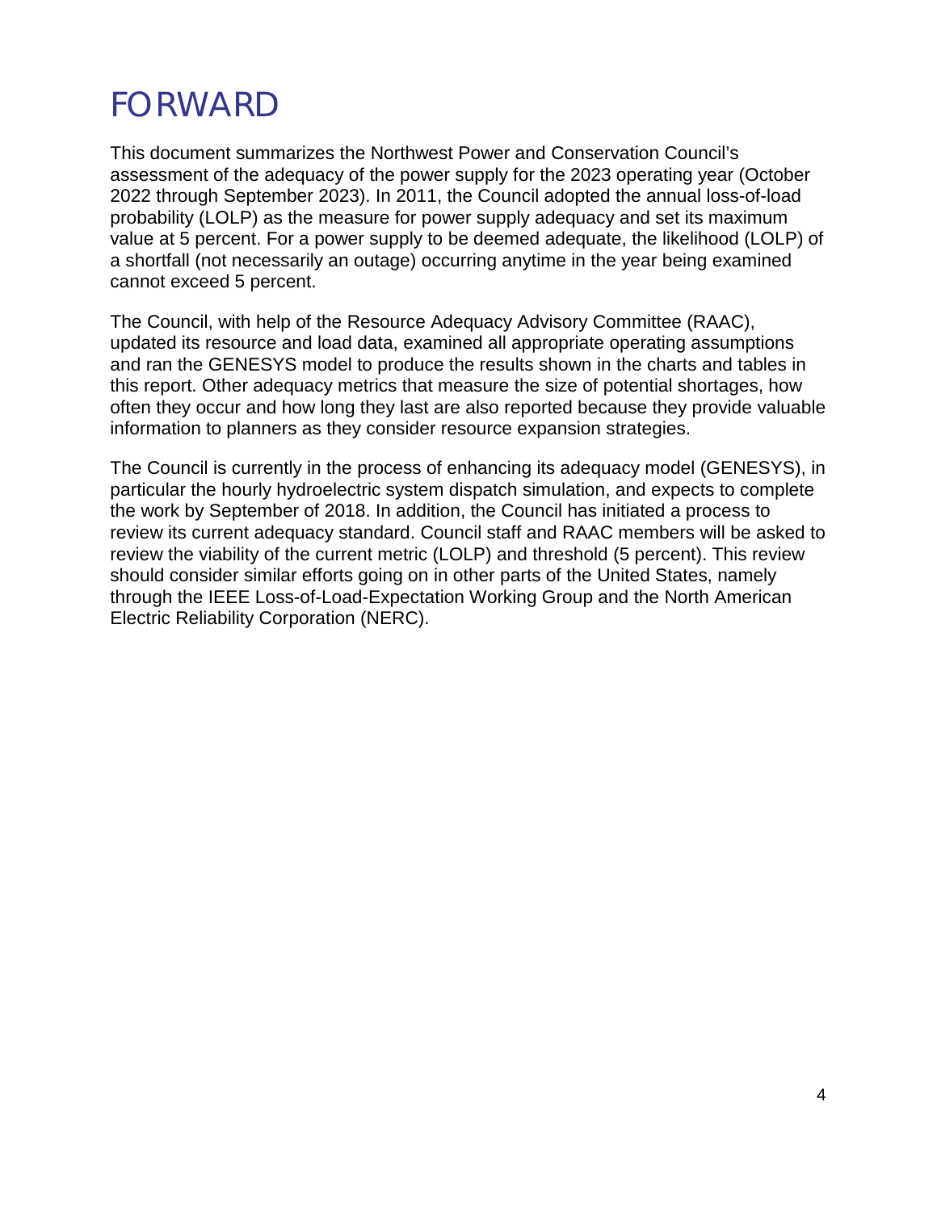# FORWARD

This document summarizes the Northwest Power and Conservation Council's assessment of the adequacy of the power supply for the 2023 operating year (October 2022 through September 2023). In 2011, the Council adopted the annual loss-of-load probability (LOLP) as the measure for power supply adequacy and set its maximum value at 5 percent. For a power supply to be deemed adequate, the likelihood (LOLP) of a shortfall (not necessarily an outage) occurring anytime in the year being examined cannot exceed 5 percent.

The Council, with help of the Resource Adequacy Advisory Committee (RAAC), updated its resource and load data, examined all appropriate operating assumptions and ran the GENESYS model to produce the results shown in the charts and tables in this report. Other adequacy metrics that measure the size of potential shortages, how often they occur and how long they last are also reported because they provide valuable information to planners as they consider resource expansion strategies.

The Council is currently in the process of enhancing its adequacy model (GENESYS), in particular the hourly hydroelectric system dispatch simulation, and expects to complete the work by September of 2018. In addition, the Council has initiated a process to review its current adequacy standard. Council staff and RAAC members will be asked to review the viability of the current metric (LOLP) and threshold (5 percent). This review should consider similar efforts going on in other parts of the United States, namely through the IEEE Loss-of-Load-Expectation Working Group and the North American Electric Reliability Corporation (NERC).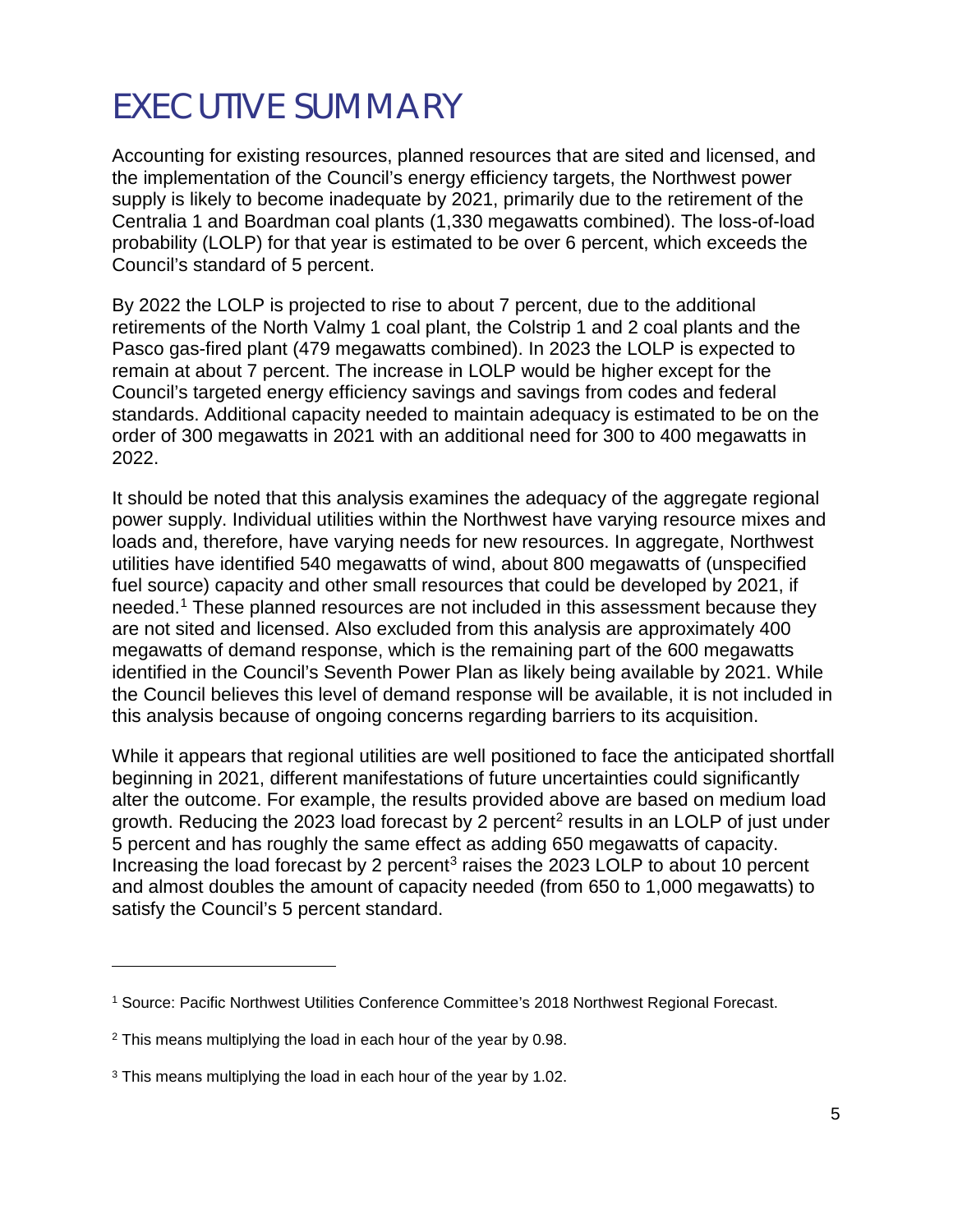# EXECUTIVE SUMMARY

Accounting for existing resources, planned resources that are sited and licensed, and the implementation of the Council's energy efficiency targets, the Northwest power supply is likely to become inadequate by 2021, primarily due to the retirement of the Centralia 1 and Boardman coal plants (1,330 megawatts combined). The loss-of-load probability (LOLP) for that year is estimated to be over 6 percent, which exceeds the Council's standard of 5 percent.

By 2022 the LOLP is projected to rise to about 7 percent, due to the additional retirements of the North Valmy 1 coal plant, the Colstrip 1 and 2 coal plants and the Pasco gas-fired plant (479 megawatts combined). In 2023 the LOLP is expected to remain at about 7 percent. The increase in LOLP would be higher except for the Council's targeted energy efficiency savings and savings from codes and federal standards. Additional capacity needed to maintain adequacy is estimated to be on the order of 300 megawatts in 2021 with an additional need for 300 to 400 megawatts in 2022.

It should be noted that this analysis examines the adequacy of the aggregate regional power supply. Individual utilities within the Northwest have varying resource mixes and loads and, therefore, have varying needs for new resources. In aggregate, Northwest utilities have identified 540 megawatts of wind, about 800 megawatts of (unspecified fuel source) capacity and other small resources that could be developed by 2021, if needed.[1] These planned resources are not included in this assessment because they are not sited and licensed. Also excluded from this analysis are approximately 400 megawatts of demand response, which is the remaining part of the 600 megawatts identified in the Council's Seventh Power Plan as likely being available by 2021. While the Council believes this level of demand response will be available, it is not included in this analysis because of ongoing concerns regarding barriers to its acquisition.

While it appears that regional utilities are well positioned to face the anticipated shortfall beginning in 2021, different manifestations of future uncertainties could significantly alter the outcome. For example, the results provided above are based on medium load growth. Reducing the 2023 load forecast by 2 percent[2] results in an LOLP of just under 5 percent and has roughly the same effect as adding 650 megawatts of capacity. Increasing the load forecast by 2 percent[3] raises the 2023 LOLP to about 10 percent and almost doubles the amount of capacity needed (from 650 to 1,000 megawatts) to satisfy the Council's 5 percent standard.

---

[1] Source: Pacific Northwest Utilities Conference Committee's 2018 Northwest Regional Forecast.

[2] This means multiplying the load in each hour of the year by 0.98.

[3] This means multiplying the load in each hour of the year by 1.02.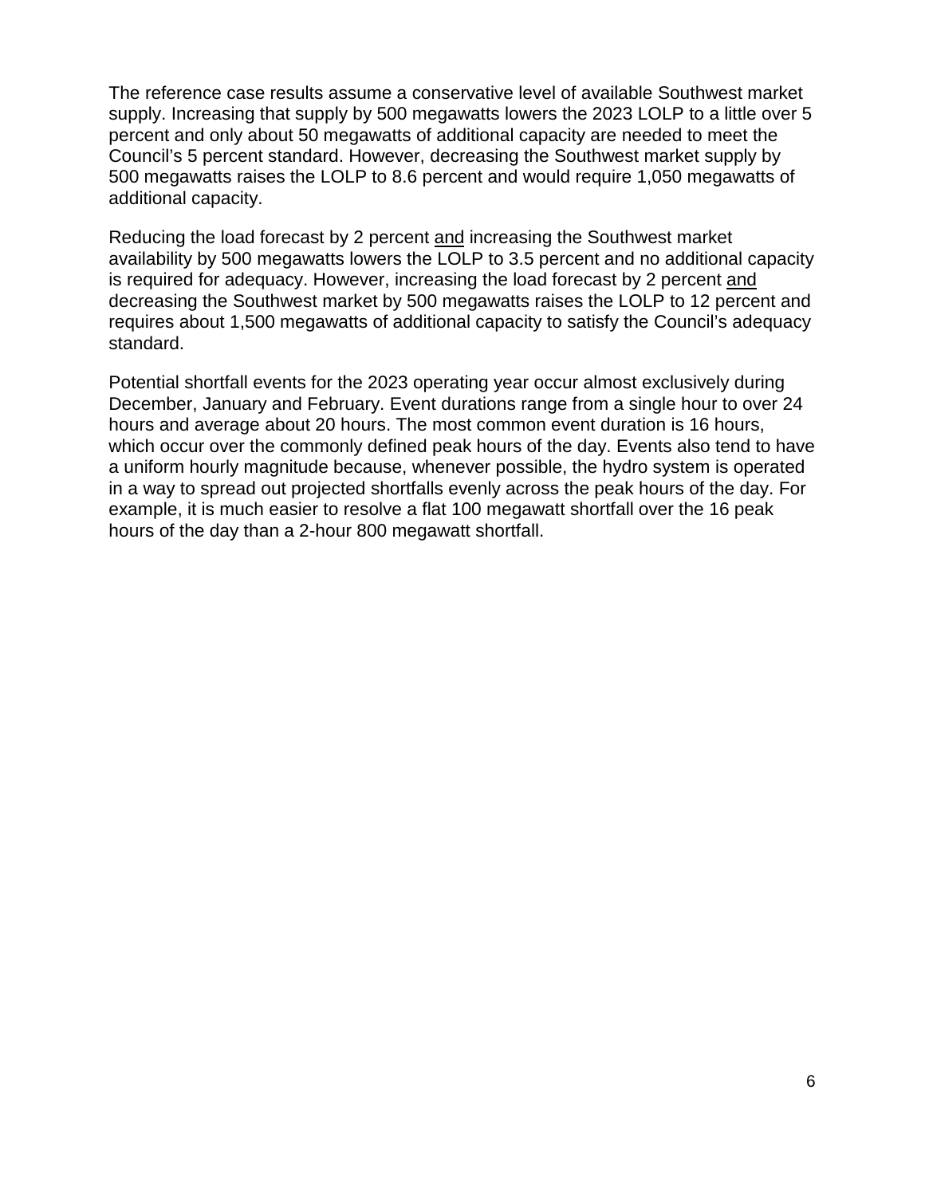The reference case results assume a conservative level of available Southwest market supply. Increasing that supply by 500 megawatts lowers the 2023 LOLP to a little over 5 percent and only about 50 megawatts of additional capacity are needed to meet the Council's 5 percent standard. However, decreasing the Southwest market supply by 500 megawatts raises the LOLP to 8.6 percent and would require 1,050 megawatts of additional capacity.

Reducing the load forecast by 2 percent <u>and</u> increasing the Southwest market availability by 500 megawatts lowers the LOLP to 3.5 percent and no additional capacity is required for adequacy. However, increasing the load forecast by 2 percent <u>and</u> decreasing the Southwest market by 500 megawatts raises the LOLP to 12 percent and requires about 1,500 megawatts of additional capacity to satisfy the Council's adequacy standard.

Potential shortfall events for the 2023 operating year occur almost exclusively during December, January and February. Event durations range from a single hour to over 24 hours and average about 20 hours. The most common event duration is 16 hours, which occur over the commonly defined peak hours of the day. Events also tend to have a uniform hourly magnitude because, whenever possible, the hydro system is operated in a way to spread out projected shortfalls evenly across the peak hours of the day. For example, it is much easier to resolve a flat 100 megawatt shortfall over the 16 peak hours of the day than a 2-hour 800 megawatt shortfall.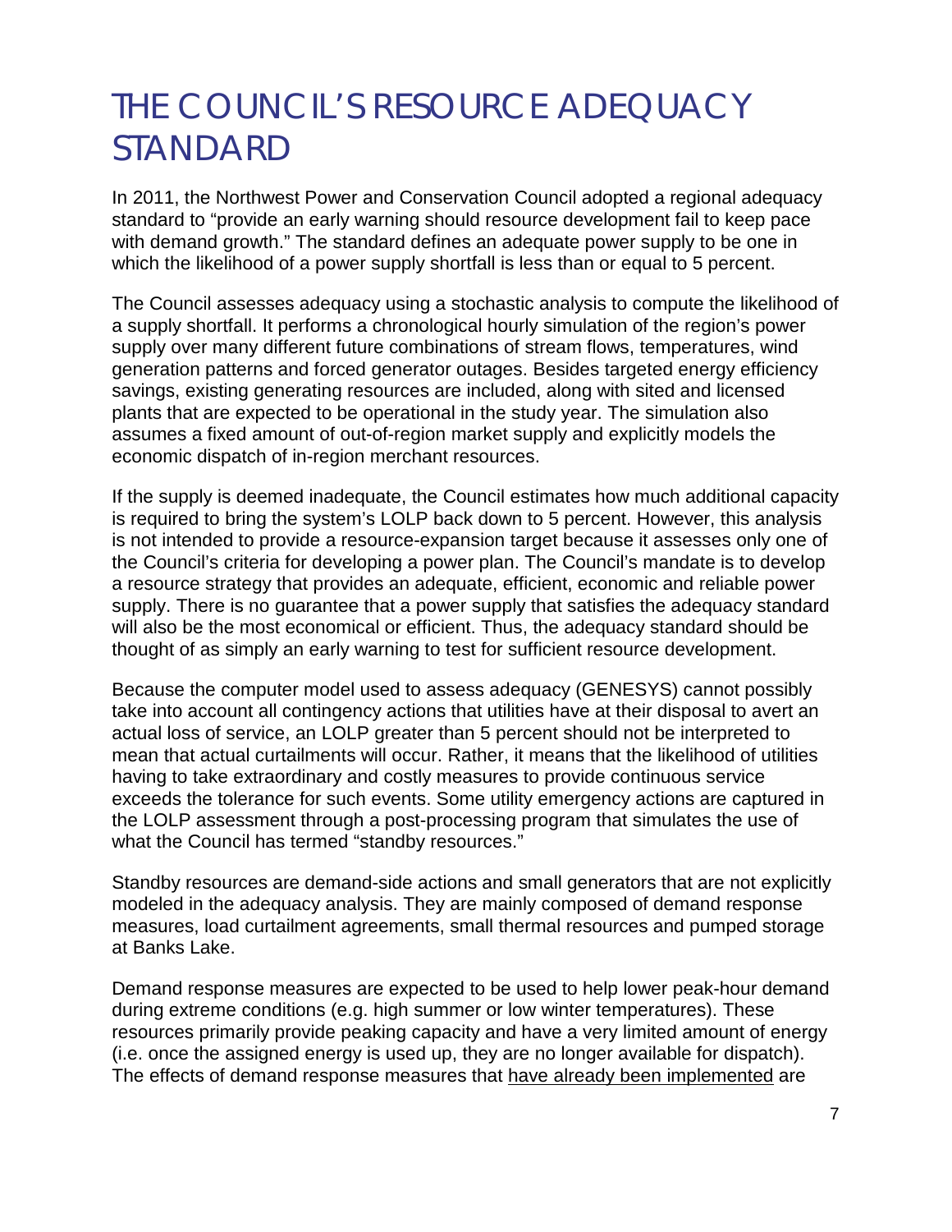# THE COUNCIL'S RESOURCE ADEQUACY STANDARD

In 2011, the Northwest Power and Conservation Council adopted a regional adequacy standard to "provide an early warning should resource development fail to keep pace with demand growth." The standard defines an adequate power supply to be one in which the likelihood of a power supply shortfall is less than or equal to 5 percent.

The Council assesses adequacy using a stochastic analysis to compute the likelihood of a supply shortfall. It performs a chronological hourly simulation of the region's power supply over many different future combinations of stream flows, temperatures, wind generation patterns and forced generator outages. Besides targeted energy efficiency savings, existing generating resources are included, along with sited and licensed plants that are expected to be operational in the study year. The simulation also assumes a fixed amount of out-of-region market supply and explicitly models the economic dispatch of in-region merchant resources.

If the supply is deemed inadequate, the Council estimates how much additional capacity is required to bring the system's LOLP back down to 5 percent. However, this analysis is not intended to provide a resource-expansion target because it assesses only one of the Council's criteria for developing a power plan. The Council's mandate is to develop a resource strategy that provides an adequate, efficient, economic and reliable power supply. There is no guarantee that a power supply that satisfies the adequacy standard will also be the most economical or efficient. Thus, the adequacy standard should be thought of as simply an early warning to test for sufficient resource development.

Because the computer model used to assess adequacy (GENESYS) cannot possibly take into account all contingency actions that utilities have at their disposal to avert an actual loss of service, an LOLP greater than 5 percent should not be interpreted to mean that actual curtailments will occur. Rather, it means that the likelihood of utilities having to take extraordinary and costly measures to provide continuous service exceeds the tolerance for such events. Some utility emergency actions are captured in the LOLP assessment through a post-processing program that simulates the use of what the Council has termed "standby resources."

Standby resources are demand-side actions and small generators that are not explicitly modeled in the adequacy analysis. They are mainly composed of demand response measures, load curtailment agreements, small thermal resources and pumped storage at Banks Lake.

Demand response measures are expected to be used to help lower peak-hour demand during extreme conditions (e.g. high summer or low winter temperatures). These resources primarily provide peaking capacity and have a very limited amount of energy (i.e. once the assigned energy is used up, they are no longer available for dispatch). The effects of demand response measures that <u>have already been implemented</u> are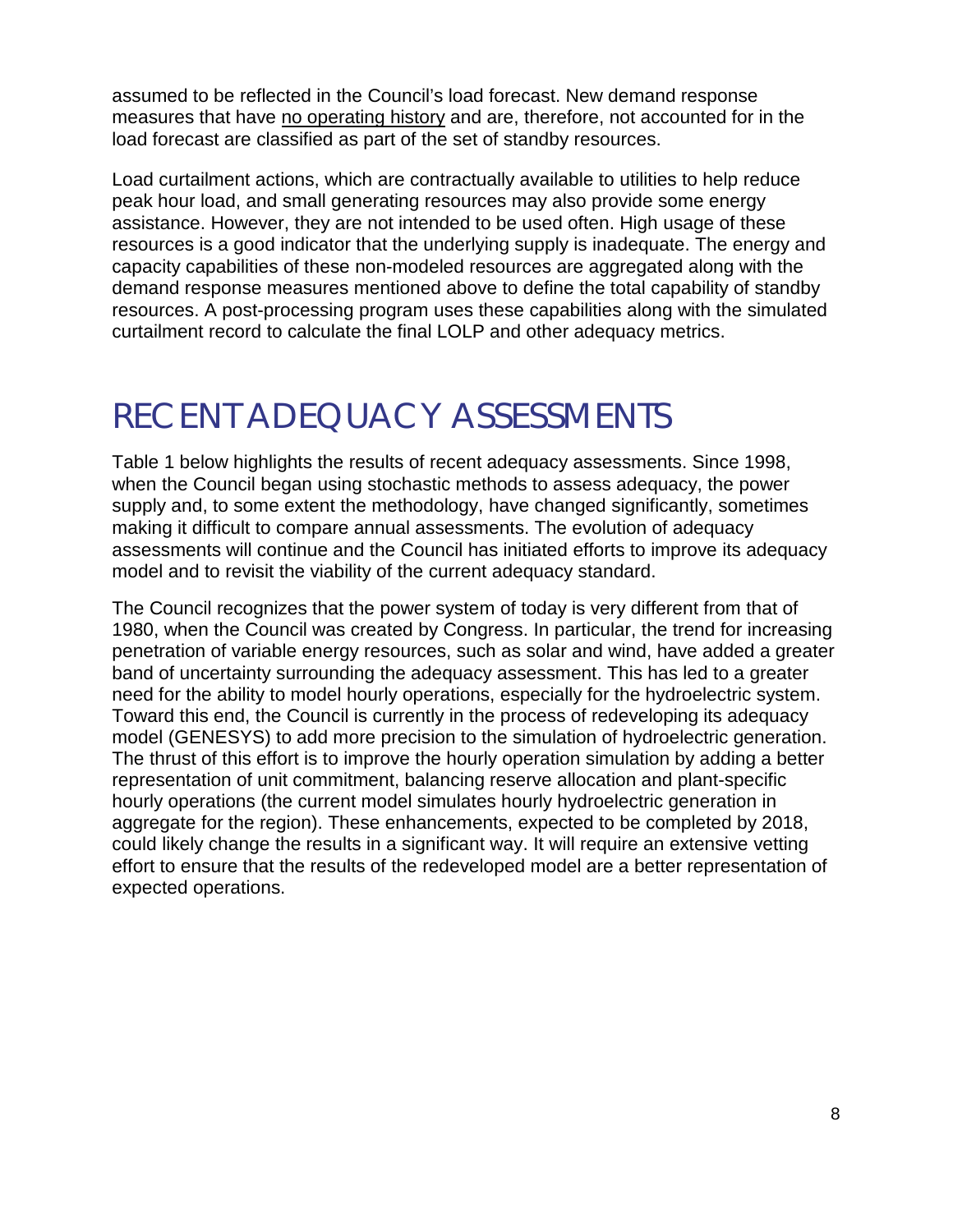assumed to be reflected in the Council's load forecast. New demand response measures that have no operating history and are, therefore, not accounted for in the load forecast are classified as part of the set of standby resources.

Load curtailment actions, which are contractually available to utilities to help reduce peak hour load, and small generating resources may also provide some energy assistance. However, they are not intended to be used often. High usage of these resources is a good indicator that the underlying supply is inadequate. The energy and capacity capabilities of these non-modeled resources are aggregated along with the demand response measures mentioned above to define the total capability of standby resources. A post-processing program uses these capabilities along with the simulated curtailment record to calculate the final LOLP and other adequacy metrics.

# RECENT ADEQUACY ASSESSMENTS

Table 1 below highlights the results of recent adequacy assessments. Since 1998, when the Council began using stochastic methods to assess adequacy, the power supply and, to some extent the methodology, have changed significantly, sometimes making it difficult to compare annual assessments. The evolution of adequacy assessments will continue and the Council has initiated efforts to improve its adequacy model and to revisit the viability of the current adequacy standard.

The Council recognizes that the power system of today is very different from that of 1980, when the Council was created by Congress. In particular, the trend for increasing penetration of variable energy resources, such as solar and wind, have added a greater band of uncertainty surrounding the adequacy assessment. This has led to a greater need for the ability to model hourly operations, especially for the hydroelectric system. Toward this end, the Council is currently in the process of redeveloping its adequacy model (GENESYS) to add more precision to the simulation of hydroelectric generation. The thrust of this effort is to improve the hourly operation simulation by adding a better representation of unit commitment, balancing reserve allocation and plant-specific hourly operations (the current model simulates hourly hydroelectric generation in aggregate for the region). These enhancements, expected to be completed by 2018, could likely change the results in a significant way. It will require an extensive vetting effort to ensure that the results of the redeveloped model are a better representation of expected operations.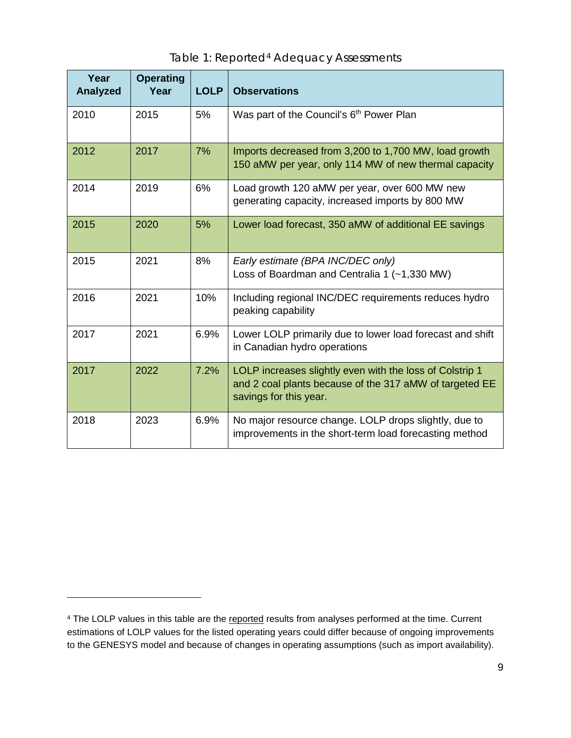Table 1: Reported[4] Adequacy Assessments

| Year Analyzed | Operating Year | LOLP | Observations |
|---|---|---|---|
| 2010 | 2015 | 5% | Was part of the Council's 6th Power Plan |
| 2012 | 2017 | 7% | Imports decreased from 3,200 to 1,700 MW, load growth 150 aMW per year, only 114 MW of new thermal capacity |
| 2014 | 2019 | 6% | Load growth 120 aMW per year, over 600 MW new generating capacity, increased imports by 800 MW |
| 2015 | 2020 | 5% | Lower load forecast, 350 aMW of additional EE savings |
| 2015 | 2021 | 8% | *Early estimate (BPA INC/DEC only)* Loss of Boardman and Centralia 1 (~1,330 MW) |
| 2016 | 2021 | 10% | Including regional INC/DEC requirements reduces hydro peaking capability |
| 2017 | 2021 | 6.9% | Lower LOLP primarily due to lower load forecast and shift in Canadian hydro operations |
| 2017 | 2022 | 7.2% | LOLP increases slightly even with the loss of Colstrip 1 and 2 coal plants because of the 317 aMW of targeted EE savings for this year. |
| 2018 | 2023 | 6.9% | No major resource change. LOLP drops slightly, due to improvements in the short-term load forecasting method |

[4] The LOLP values in this table are the reported results from analyses performed at the time. Current estimations of LOLP values for the listed operating years could differ because of ongoing improvements to the GENESYS model and because of changes in operating assumptions (such as import availability).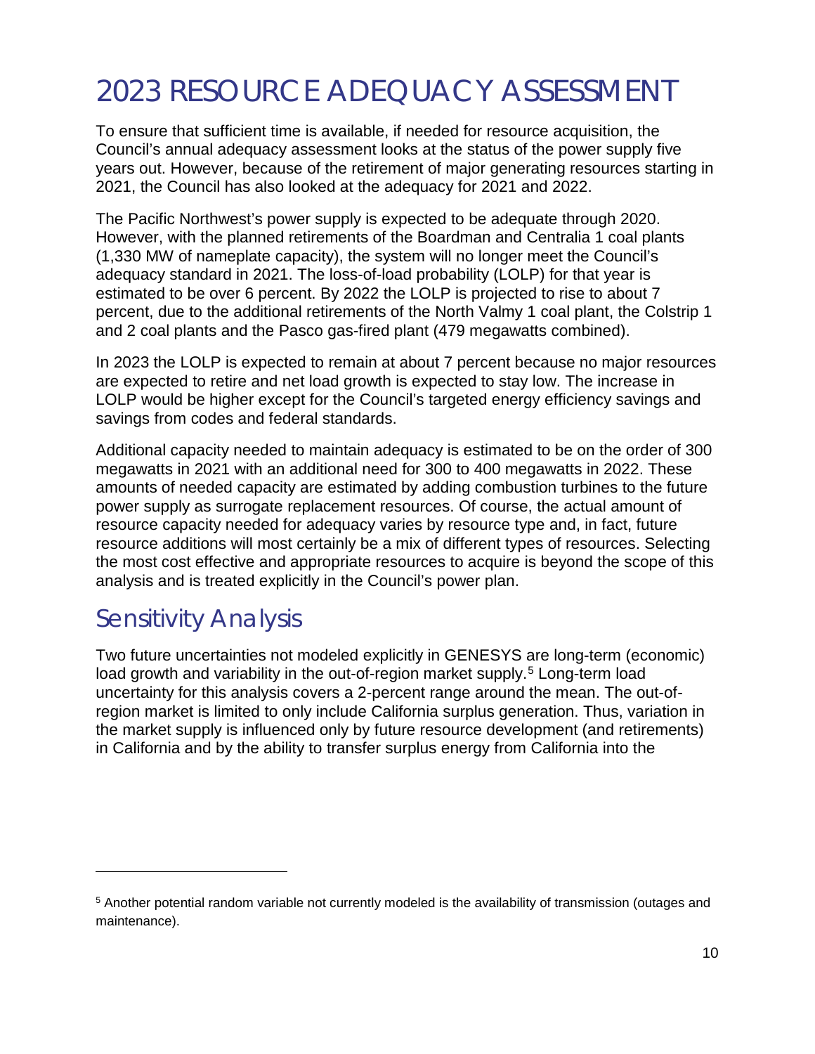# 2023 RESOURCE ADEQUACY ASSESSMENT

To ensure that sufficient time is available, if needed for resource acquisition, the Council's annual adequacy assessment looks at the status of the power supply five years out. However, because of the retirement of major generating resources starting in 2021, the Council has also looked at the adequacy for 2021 and 2022.

The Pacific Northwest's power supply is expected to be adequate through 2020. However, with the planned retirements of the Boardman and Centralia 1 coal plants (1,330 MW of nameplate capacity), the system will no longer meet the Council's adequacy standard in 2021. The loss-of-load probability (LOLP) for that year is estimated to be over 6 percent. By 2022 the LOLP is projected to rise to about 7 percent, due to the additional retirements of the North Valmy 1 coal plant, the Colstrip 1 and 2 coal plants and the Pasco gas-fired plant (479 megawatts combined).

In 2023 the LOLP is expected to remain at about 7 percent because no major resources are expected to retire and net load growth is expected to stay low. The increase in LOLP would be higher except for the Council's targeted energy efficiency savings and savings from codes and federal standards.

Additional capacity needed to maintain adequacy is estimated to be on the order of 300 megawatts in 2021 with an additional need for 300 to 400 megawatts in 2022. These amounts of needed capacity are estimated by adding combustion turbines to the future power supply as surrogate replacement resources. Of course, the actual amount of resource capacity needed for adequacy varies by resource type and, in fact, future resource additions will most certainly be a mix of different types of resources. Selecting the most cost effective and appropriate resources to acquire is beyond the scope of this analysis and is treated explicitly in the Council's power plan.

## Sensitivity Analysis

Two future uncertainties not modeled explicitly in GENESYS are long-term (economic) load growth and variability in the out-of-region market supply.[5] Long-term load uncertainty for this analysis covers a 2-percent range around the mean. The out-of-region market is limited to only include California surplus generation. Thus, variation in the market supply is influenced only by future resource development (and retirements) in California and by the ability to transfer surplus energy from California into the

[5] Another potential random variable not currently modeled is the availability of transmission (outages and maintenance).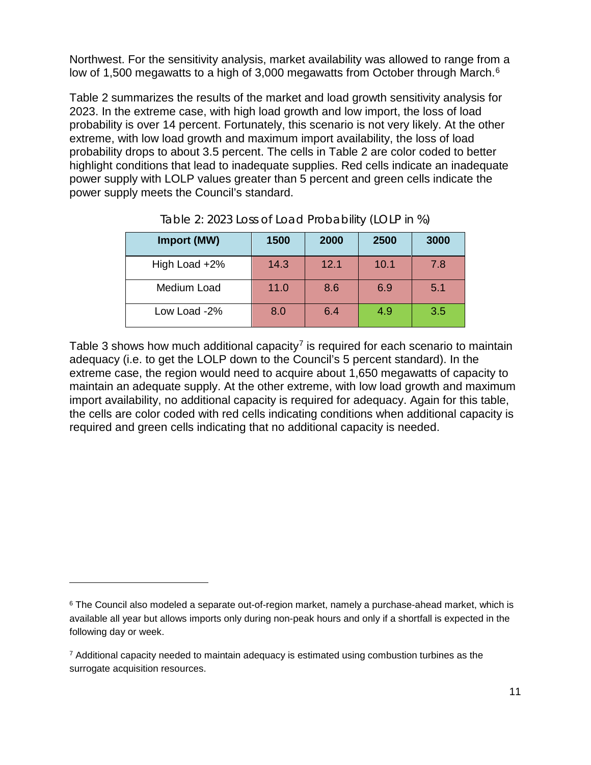Northwest. For the sensitivity analysis, market availability was allowed to range from a low of 1,500 megawatts to a high of 3,000 megawatts from October through March.[6]

Table 2 summarizes the results of the market and load growth sensitivity analysis for 2023. In the extreme case, with high load growth and low import, the loss of load probability is over 14 percent. Fortunately, this scenario is not very likely. At the other extreme, with low load growth and maximum import availability, the loss of load probability drops to about 3.5 percent. The cells in Table 2 are color coded to better highlight conditions that lead to inadequate supplies. Red cells indicate an inadequate power supply with LOLP values greater than 5 percent and green cells indicate the power supply meets the Council's standard.

Table 2: 2023 Loss of Load Probability (LOLP in %)

| Import (MW) | 1500 | 2000 | 2500 | 3000 |
|---|---|---|---|---|
| High Load +2% | 14.3 | 12.1 | 10.1 | 7.8 |
| Medium Load | 11.0 | 8.6 | 6.9 | 5.1 |
| Low Load -2% | 8.0 | 6.4 | 4.9 | 3.5 |

Table 3 shows how much additional capacity[7] is required for each scenario to maintain adequacy (i.e. to get the LOLP down to the Council's 5 percent standard). In the extreme case, the region would need to acquire about 1,650 megawatts of capacity to maintain an adequate supply. At the other extreme, with low load growth and maximum import availability, no additional capacity is required for adequacy. Again for this table, the cells are color coded with red cells indicating conditions when additional capacity is required and green cells indicating that no additional capacity is needed.

---

[6] The Council also modeled a separate out-of-region market, namely a purchase-ahead market, which is available all year but allows imports only during non-peak hours and only if a shortfall is expected in the following day or week.

[7] Additional capacity needed to maintain adequacy is estimated using combustion turbines as the surrogate acquisition resources.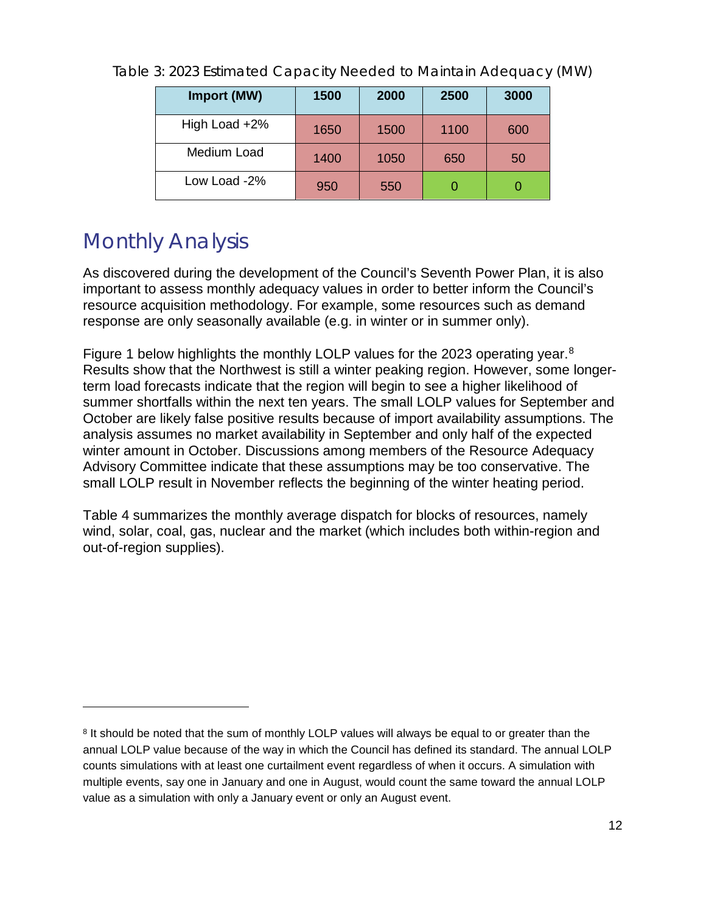Table 3: 2023 Estimated Capacity Needed to Maintain Adequacy (MW)

| Import (MW) | 1500 | 2000 | 2500 | 3000 |
|---|---|---|---|---|
| High Load +2% | 1650 | 1500 | 1100 | 600 |
| Medium Load | 1400 | 1050 | 650 | 50 |
| Low Load -2% | 950 | 550 | 0 | 0 |

## Monthly Analysis

As discovered during the development of the Council's Seventh Power Plan, it is also important to assess monthly adequacy values in order to better inform the Council's resource acquisition methodology. For example, some resources such as demand response are only seasonally available (e.g. in winter or in summer only).

Figure 1 below highlights the monthly LOLP values for the 2023 operating year.[8] Results show that the Northwest is still a winter peaking region. However, some longer-term load forecasts indicate that the region will begin to see a higher likelihood of summer shortfalls within the next ten years. The small LOLP values for September and October are likely false positive results because of import availability assumptions. The analysis assumes no market availability in September and only half of the expected winter amount in October. Discussions among members of the Resource Adequacy Advisory Committee indicate that these assumptions may be too conservative. The small LOLP result in November reflects the beginning of the winter heating period.

Table 4 summarizes the monthly average dispatch for blocks of resources, namely wind, solar, coal, gas, nuclear and the market (which includes both within-region and out-of-region supplies).

[8] It should be noted that the sum of monthly LOLP values will always be equal to or greater than the annual LOLP value because of the way in which the Council has defined its standard. The annual LOLP counts simulations with at least one curtailment event regardless of when it occurs. A simulation with multiple events, say one in January and one in August, would count the same toward the annual LOLP value as a simulation with only a January event or only an August event.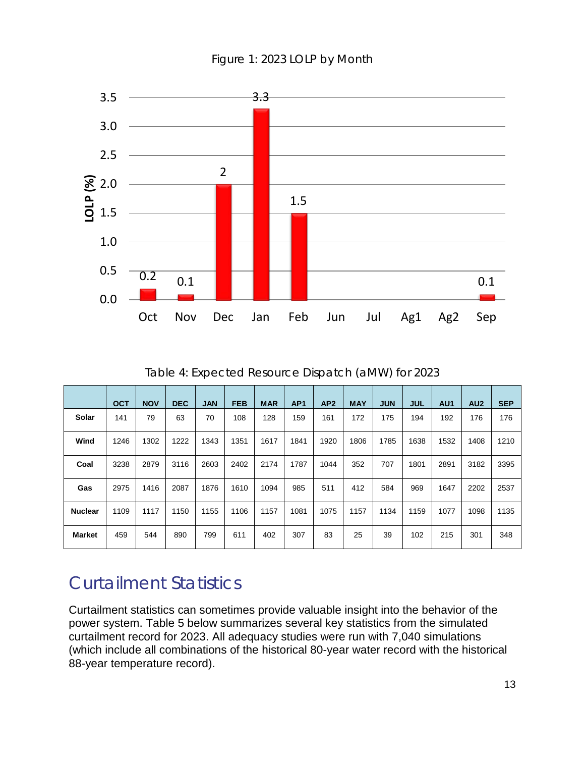Figure 1: 2023 LOLP by Month

| Month | LOLP (%) |
|---|---|
| Oct | 0.2 |
| Nov | 0.1 |
| Dec | 2 |
| Jan | 3.3 |
| Feb | 1.5 |
| Jun | |
| Jul | |
| Ag1 | |
| Ag2 | |
| Sep | 0.1 |

Table 4: Expected Resource Dispatch (aMW) for 2023

| | OCT | NOV | DEC | JAN | FEB | MAR | AP1 | AP2 | MAY | JUN | JUL | AU1 | AU2 | SEP |
|---|---|---|---|---|---|---|---|---|---|---|---|---|---|---|
| **Solar** | 141 | 79 | 63 | 70 | 108 | 128 | 159 | 161 | 172 | 175 | 194 | 192 | 176 | 176 |
| **Wind** | 1246 | 1302 | 1222 | 1343 | 1351 | 1617 | 1841 | 1920 | 1806 | 1785 | 1638 | 1532 | 1408 | 1210 |
| **Coal** | 3238 | 2879 | 3116 | 2603 | 2402 | 2174 | 1787 | 1044 | 352 | 707 | 1801 | 2891 | 3182 | 3395 |
| **Gas** | 2975 | 1416 | 2087 | 1876 | 1610 | 1094 | 985 | 511 | 412 | 584 | 969 | 1647 | 2202 | 2537 |
| **Nuclear** | 1109 | 1117 | 1150 | 1155 | 1106 | 1157 | 1081 | 1075 | 1157 | 1134 | 1159 | 1077 | 1098 | 1135 |
| **Market** | 459 | 544 | 890 | 799 | 611 | 402 | 307 | 83 | 25 | 39 | 102 | 215 | 301 | 348 |

## Curtailment Statistics

Curtailment statistics can sometimes provide valuable insight into the behavior of the power system. Table 5 below summarizes several key statistics from the simulated curtailment record for 2023. All adequacy studies were run with 7,040 simulations (which include all combinations of the historical 80-year water record with the historical 88-year temperature record).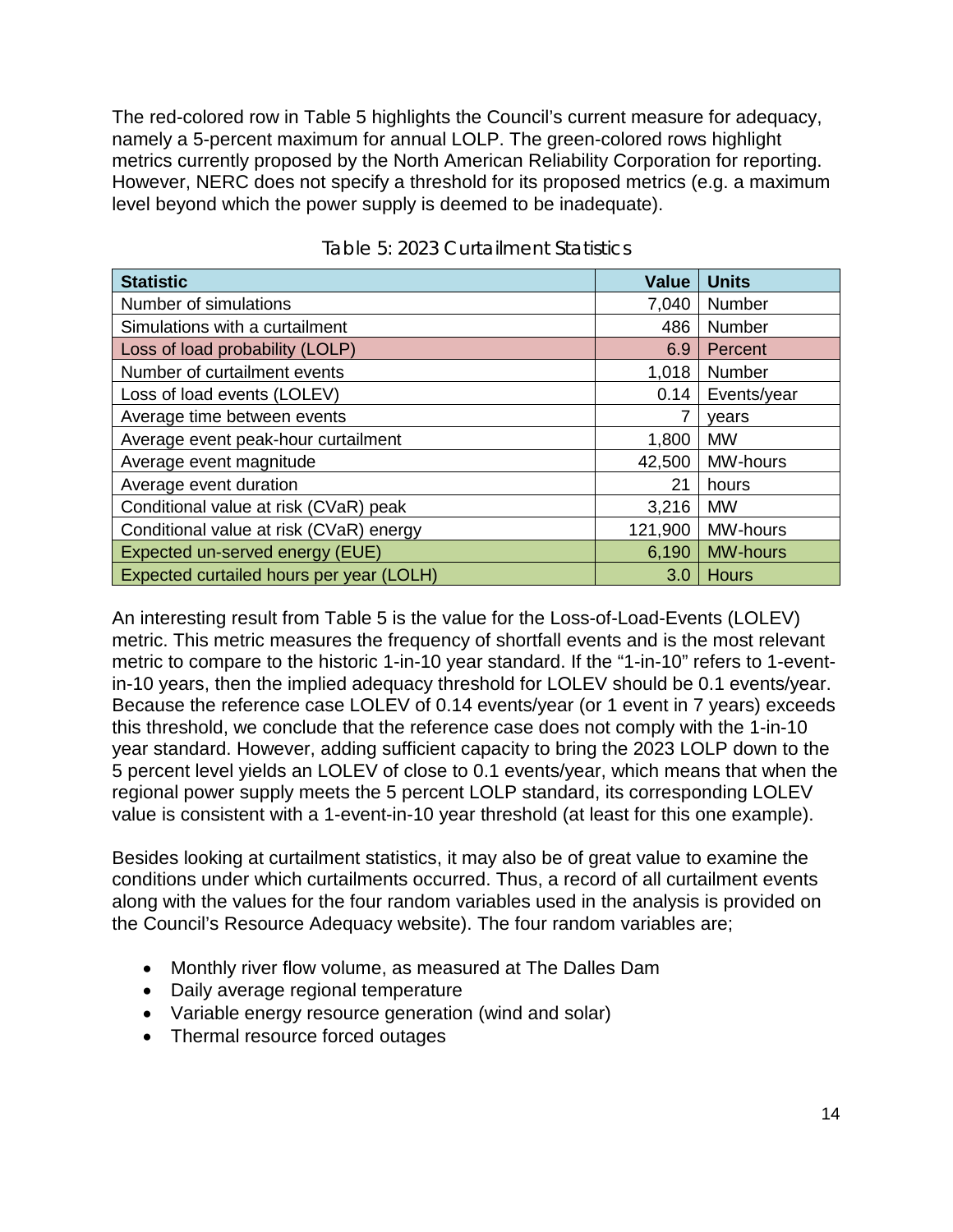The red-colored row in Table 5 highlights the Council's current measure for adequacy, namely a 5-percent maximum for annual LOLP. The green-colored rows highlight metrics currently proposed by the North American Reliability Corporation for reporting. However, NERC does not specify a threshold for its proposed metrics (e.g. a maximum level beyond which the power supply is deemed to be inadequate).

Table 5: 2023 Curtailment Statistics

| Statistic | Value | Units |
|---|---:|---|
| Number of simulations | 7,040 | Number |
| Simulations with a curtailment | 486 | Number |
| Loss of load probability (LOLP) | 6.9 | Percent |
| Number of curtailment events | 1,018 | Number |
| Loss of load events (LOLEV) | 0.14 | Events/year |
| Average time between events | 7 | years |
| Average event peak-hour curtailment | 1,800 | MW |
| Average event magnitude | 42,500 | MW-hours |
| Average event duration | 21 | hours |
| Conditional value at risk (CVaR) peak | 3,216 | MW |
| Conditional value at risk (CVaR) energy | 121,900 | MW-hours |
| Expected un-served energy (EUE) | 6,190 | MW-hours |
| Expected curtailed hours per year (LOLH) | 3.0 | Hours |

An interesting result from Table 5 is the value for the Loss-of-Load-Events (LOLEV) metric. This metric measures the frequency of shortfall events and is the most relevant metric to compare to the historic 1-in-10 year standard. If the "1-in-10" refers to 1-event-in-10 years, then the implied adequacy threshold for LOLEV should be 0.1 events/year. Because the reference case LOLEV of 0.14 events/year (or 1 event in 7 years) exceeds this threshold, we conclude that the reference case does not comply with the 1-in-10 year standard. However, adding sufficient capacity to bring the 2023 LOLP down to the 5 percent level yields an LOLEV of close to 0.1 events/year, which means that when the regional power supply meets the 5 percent LOLP standard, its corresponding LOLEV value is consistent with a 1-event-in-10 year threshold (at least for this one example).

Besides looking at curtailment statistics, it may also be of great value to examine the conditions under which curtailments occurred. Thus, a record of all curtailment events along with the values for the four random variables used in the analysis is provided on the Council's Resource Adequacy website). The four random variables are;

- Monthly river flow volume, as measured at The Dalles Dam
- Daily average regional temperature
- Variable energy resource generation (wind and solar)
- Thermal resource forced outages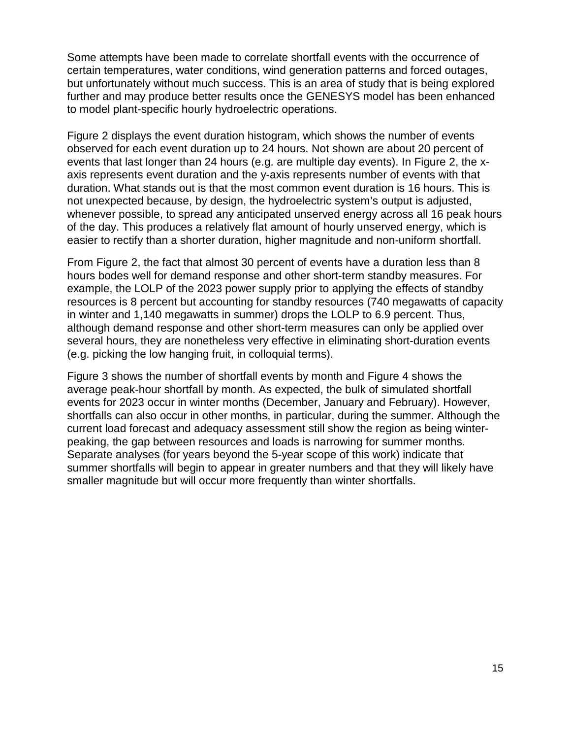Some attempts have been made to correlate shortfall events with the occurrence of certain temperatures, water conditions, wind generation patterns and forced outages, but unfortunately without much success. This is an area of study that is being explored further and may produce better results once the GENESYS model has been enhanced to model plant-specific hourly hydroelectric operations.

Figure 2 displays the event duration histogram, which shows the number of events observed for each event duration up to 24 hours. Not shown are about 20 percent of events that last longer than 24 hours (e.g. are multiple day events). In Figure 2, the x-axis represents event duration and the y-axis represents number of events with that duration. What stands out is that the most common event duration is 16 hours. This is not unexpected because, by design, the hydroelectric system's output is adjusted, whenever possible, to spread any anticipated unserved energy across all 16 peak hours of the day. This produces a relatively flat amount of hourly unserved energy, which is easier to rectify than a shorter duration, higher magnitude and non-uniform shortfall.

From Figure 2, the fact that almost 30 percent of events have a duration less than 8 hours bodes well for demand response and other short-term standby measures. For example, the LOLP of the 2023 power supply prior to applying the effects of standby resources is 8 percent but accounting for standby resources (740 megawatts of capacity in winter and 1,140 megawatts in summer) drops the LOLP to 6.9 percent. Thus, although demand response and other short-term measures can only be applied over several hours, they are nonetheless very effective in eliminating short-duration events (e.g. picking the low hanging fruit, in colloquial terms).

Figure 3 shows the number of shortfall events by month and Figure 4 shows the average peak-hour shortfall by month. As expected, the bulk of simulated shortfall events for 2023 occur in winter months (December, January and February). However, shortfalls can also occur in other months, in particular, during the summer. Although the current load forecast and adequacy assessment still show the region as being winter-peaking, the gap between resources and loads is narrowing for summer months. Separate analyses (for years beyond the 5-year scope of this work) indicate that summer shortfalls will begin to appear in greater numbers and that they will likely have smaller magnitude but will occur more frequently than winter shortfalls.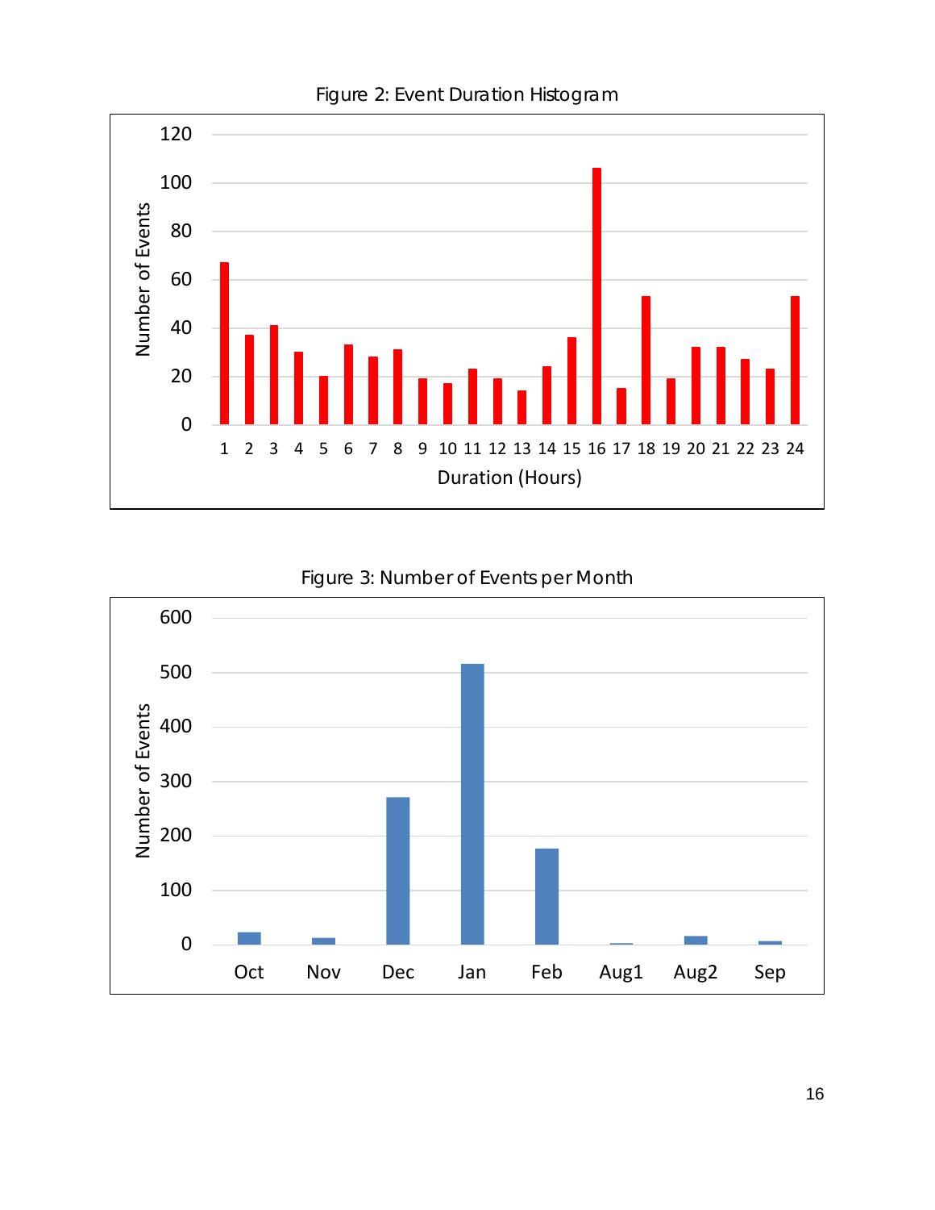Figure 2: Event Duration Histogram

Figure 3: Number of Events per Month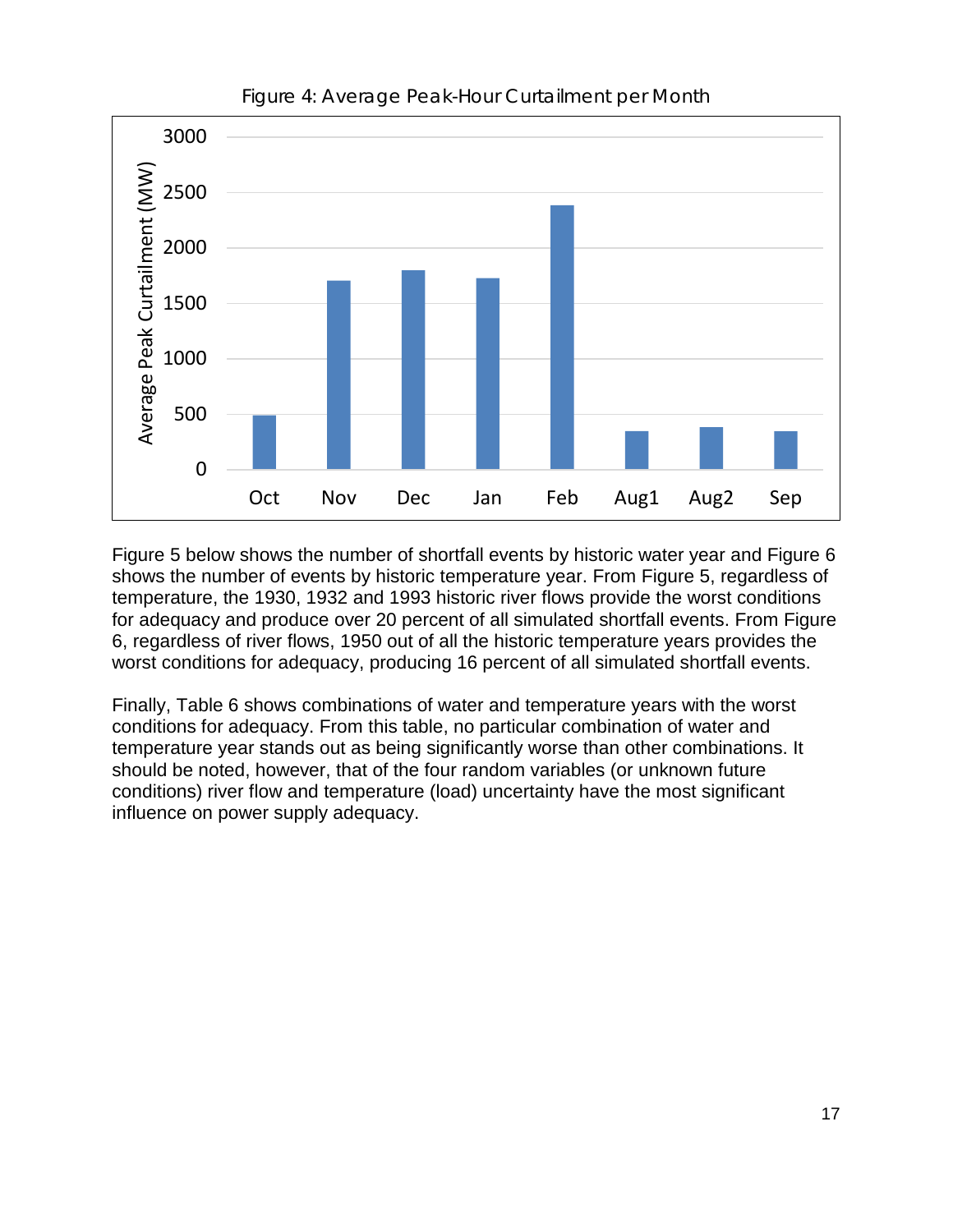Figure 4: Average Peak-Hour Curtailment per Month

Figure 5 below shows the number of shortfall events by historic water year and Figure 6 shows the number of events by historic temperature year. From Figure 5, regardless of temperature, the 1930, 1932 and 1993 historic river flows provide the worst conditions for adequacy and produce over 20 percent of all simulated shortfall events. From Figure 6, regardless of river flows, 1950 out of all the historic temperature years provides the worst conditions for adequacy, producing 16 percent of all simulated shortfall events.

Finally, Table 6 shows combinations of water and temperature years with the worst conditions for adequacy. From this table, no particular combination of water and temperature year stands out as being significantly worse than other combinations. It should be noted, however, that of the four random variables (or unknown future conditions) river flow and temperature (load) uncertainty have the most significant influence on power supply adequacy.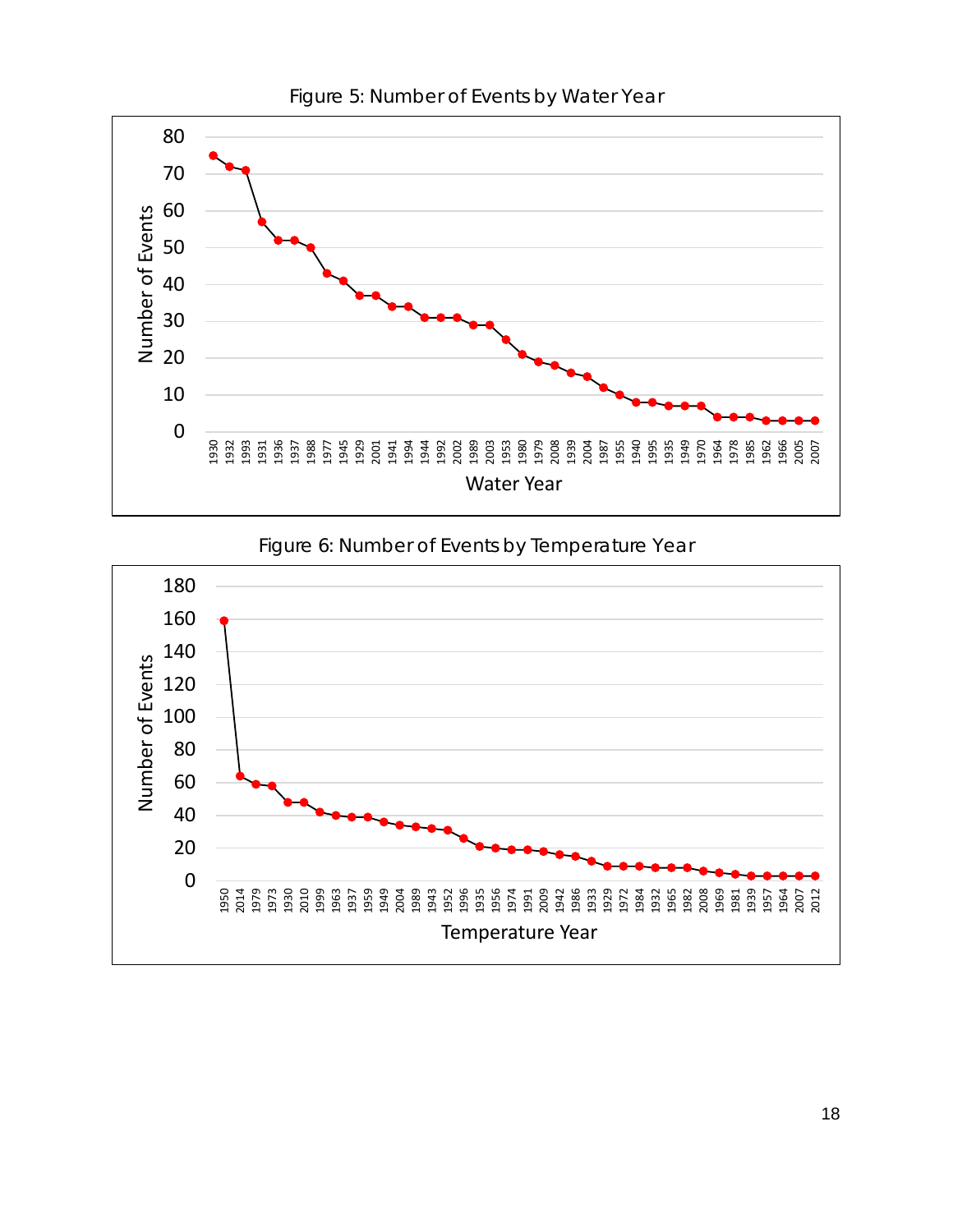Figure 5: Number of Events by Water Year

Figure 6: Number of Events by Temperature Year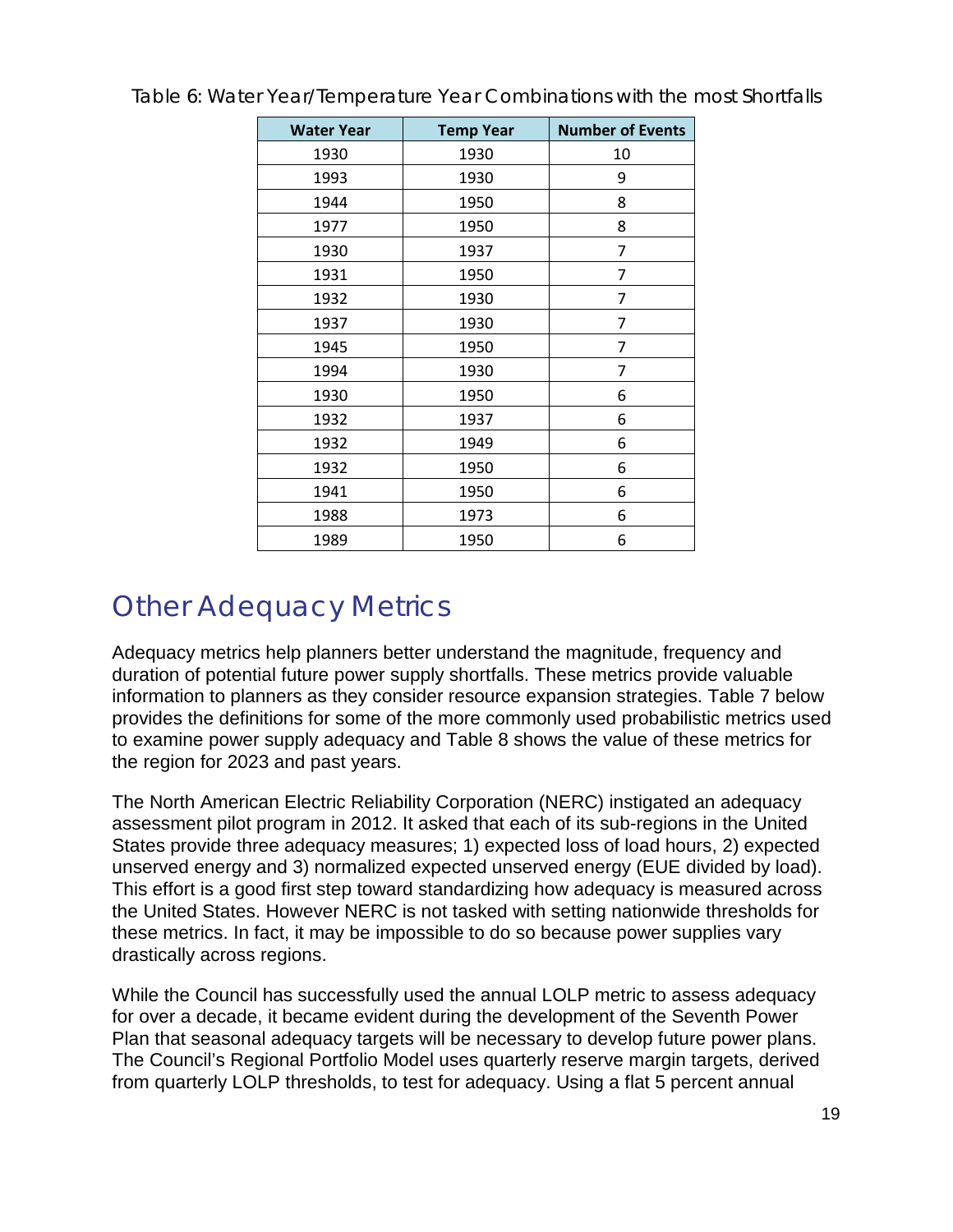Table 6: Water Year/Temperature Year Combinations with the most Shortfalls

| Water Year | Temp Year | Number of Events |
|---|---|---|
| 1930 | 1930 | 10 |
| 1993 | 1930 | 9 |
| 1944 | 1950 | 8 |
| 1977 | 1950 | 8 |
| 1930 | 1937 | 7 |
| 1931 | 1950 | 7 |
| 1932 | 1930 | 7 |
| 1937 | 1930 | 7 |
| 1945 | 1950 | 7 |
| 1994 | 1930 | 7 |
| 1930 | 1950 | 6 |
| 1932 | 1937 | 6 |
| 1932 | 1949 | 6 |
| 1932 | 1950 | 6 |
| 1941 | 1950 | 6 |
| 1988 | 1973 | 6 |
| 1989 | 1950 | 6 |

## Other Adequacy Metrics

Adequacy metrics help planners better understand the magnitude, frequency and duration of potential future power supply shortfalls. These metrics provide valuable information to planners as they consider resource expansion strategies. Table 7 below provides the definitions for some of the more commonly used probabilistic metrics used to examine power supply adequacy and Table 8 shows the value of these metrics for the region for 2023 and past years.

The North American Electric Reliability Corporation (NERC) instigated an adequacy assessment pilot program in 2012. It asked that each of its sub-regions in the United States provide three adequacy measures; 1) expected loss of load hours, 2) expected unserved energy and 3) normalized expected unserved energy (EUE divided by load). This effort is a good first step toward standardizing how adequacy is measured across the United States. However NERC is not tasked with setting nationwide thresholds for these metrics. In fact, it may be impossible to do so because power supplies vary drastically across regions.

While the Council has successfully used the annual LOLP metric to assess adequacy for over a decade, it became evident during the development of the Seventh Power Plan that seasonal adequacy targets will be necessary to develop future power plans. The Council's Regional Portfolio Model uses quarterly reserve margin targets, derived from quarterly LOLP thresholds, to test for adequacy. Using a flat 5 percent annual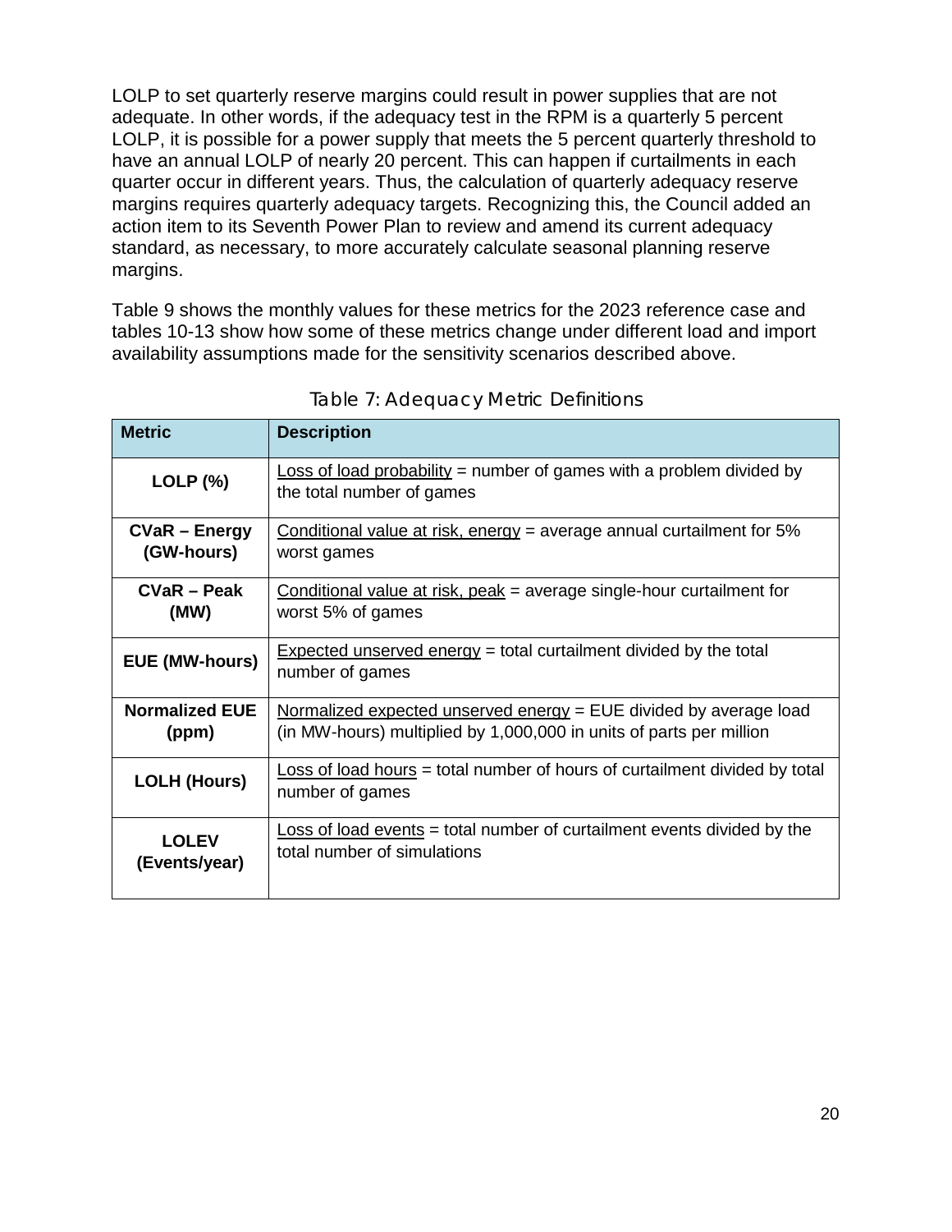LOLP to set quarterly reserve margins could result in power supplies that are not adequate. In other words, if the adequacy test in the RPM is a quarterly 5 percent LOLP, it is possible for a power supply that meets the 5 percent quarterly threshold to have an annual LOLP of nearly 20 percent. This can happen if curtailments in each quarter occur in different years. Thus, the calculation of quarterly adequacy reserve margins requires quarterly adequacy targets. Recognizing this, the Council added an action item to its Seventh Power Plan to review and amend its current adequacy standard, as necessary, to more accurately calculate seasonal planning reserve margins.

Table 9 shows the monthly values for these metrics for the 2023 reference case and tables 10-13 show how some of these metrics change under different load and import availability assumptions made for the sensitivity scenarios described above.

Table 7: Adequacy Metric Definitions

| Metric | Description |
|---|---|
| **LOLP (%)** | Loss of load probability = number of games with a problem divided by the total number of games |
| **CVaR – Energy (GW-hours)** | Conditional value at risk, energy = average annual curtailment for 5% worst games |
| **CVaR – Peak (MW)** | Conditional value at risk, peak = average single-hour curtailment for worst 5% of games |
| **EUE (MW-hours)** | Expected unserved energy = total curtailment divided by the total number of games |
| **Normalized EUE (ppm)** | Normalized expected unserved energy = EUE divided by average load (in MW-hours) multiplied by 1,000,000 in units of parts per million |
| **LOLH (Hours)** | Loss of load hours = total number of hours of curtailment divided by total number of games |
| **LOLEV (Events/year)** | Loss of load events = total number of curtailment events divided by the total number of simulations |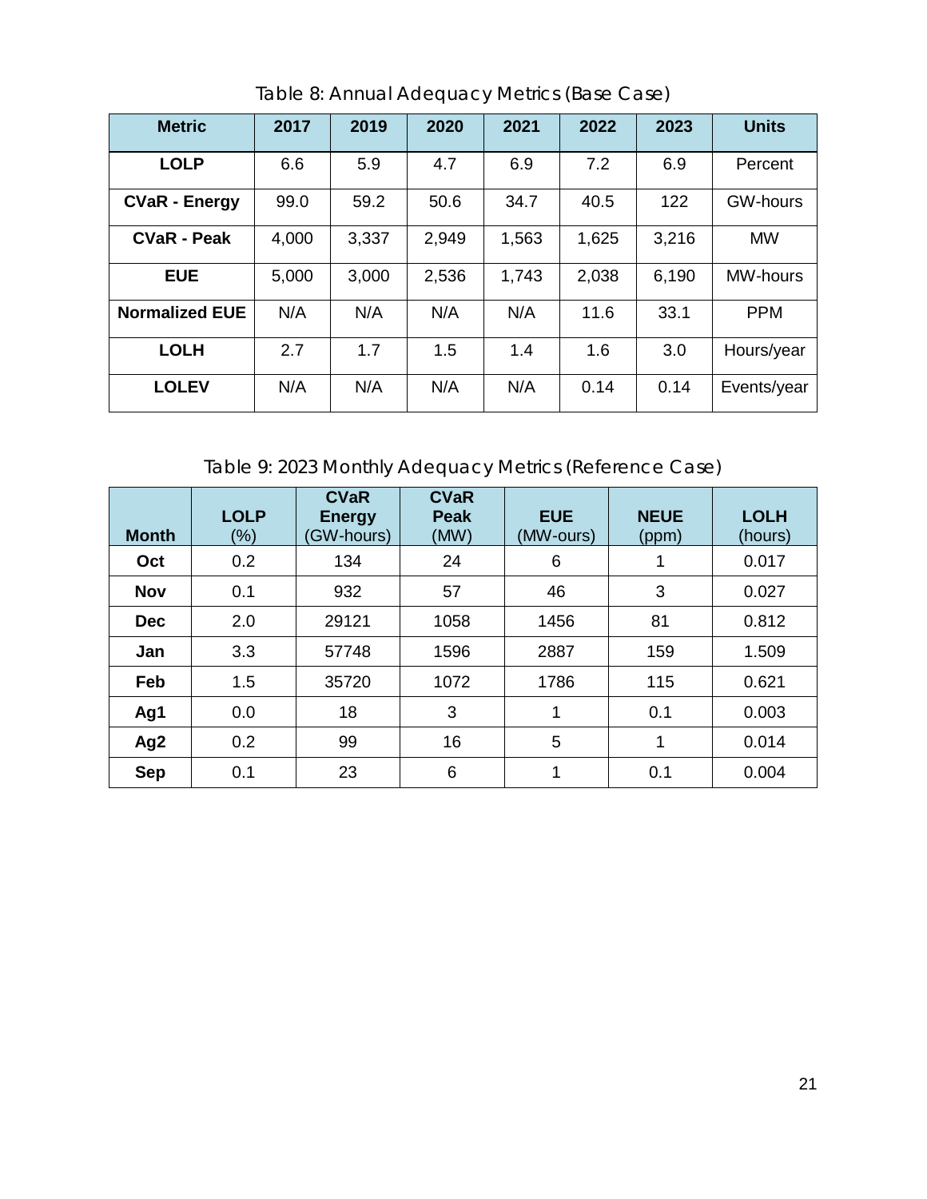Table 8: Annual Adequacy Metrics (Base Case)

| Metric | 2017 | 2019 | 2020 | 2021 | 2022 | 2023 | Units |
|---|---|---|---|---|---|---|---|
| **LOLP** | 6.6 | 5.9 | 4.7 | 6.9 | 7.2 | 6.9 | Percent |
| **CVaR - Energy** | 99.0 | 59.2 | 50.6 | 34.7 | 40.5 | 122 | GW-hours |
| **CVaR - Peak** | 4,000 | 3,337 | 2,949 | 1,563 | 1,625 | 3,216 | MW |
| **EUE** | 5,000 | 3,000 | 2,536 | 1,743 | 2,038 | 6,190 | MW-hours |
| **Normalized EUE** | N/A | N/A | N/A | N/A | 11.6 | 33.1 | PPM |
| **LOLH** | 2.7 | 1.7 | 1.5 | 1.4 | 1.6 | 3.0 | Hours/year |
| **LOLEV** | N/A | N/A | N/A | N/A | 0.14 | 0.14 | Events/year |

Table 9: 2023 Monthly Adequacy Metrics (Reference Case)

| **Month** | **LOLP** (%) | **CVaR Energy** (GW-hours) | **CVaR Peak** (MW) | **EUE** (MW-ours) | **NEUE** (ppm) | **LOLH** (hours) |
|---|---|---|---|---|---|---|
| **Oct** | 0.2 | 134 | 24 | 6 | 1 | 0.017 |
| **Nov** | 0.1 | 932 | 57 | 46 | 3 | 0.027 |
| **Dec** | 2.0 | 29121 | 1058 | 1456 | 81 | 0.812 |
| **Jan** | 3.3 | 57748 | 1596 | 2887 | 159 | 1.509 |
| **Feb** | 1.5 | 35720 | 1072 | 1786 | 115 | 0.621 |
| **Ag1** | 0.0 | 18 | 3 | 1 | 0.1 | 0.003 |
| **Ag2** | 0.2 | 99 | 16 | 5 | 1 | 0.014 |
| **Sep** | 0.1 | 23 | 6 | 1 | 0.1 | 0.004 |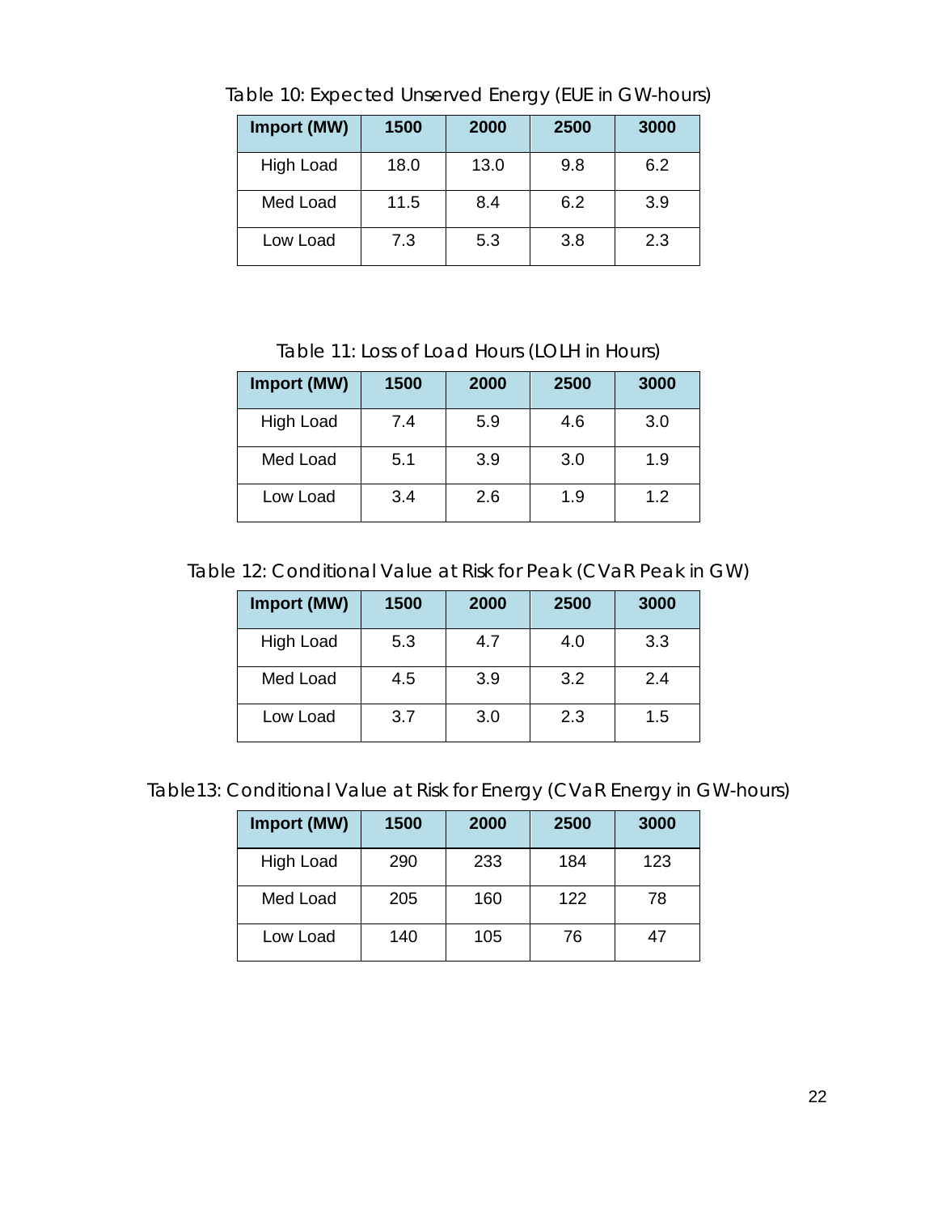Table 10: Expected Unserved Energy (EUE in GW-hours)

| Import (MW) | 1500 | 2000 | 2500 | 3000 |
|---|---|---|---|---|
| High Load | 18.0 | 13.0 | 9.8 | 6.2 |
| Med Load | 11.5 | 8.4 | 6.2 | 3.9 |
| Low Load | 7.3 | 5.3 | 3.8 | 2.3 |

Table 11: Loss of Load Hours (LOLH in Hours)

| Import (MW) | 1500 | 2000 | 2500 | 3000 |
|---|---|---|---|---|
| High Load | 7.4 | 5.9 | 4.6 | 3.0 |
| Med Load | 5.1 | 3.9 | 3.0 | 1.9 |
| Low Load | 3.4 | 2.6 | 1.9 | 1.2 |

Table 12: Conditional Value at Risk for Peak (CVaR Peak in GW)

| Import (MW) | 1500 | 2000 | 2500 | 3000 |
|---|---|---|---|---|
| High Load | 5.3 | 4.7 | 4.0 | 3.3 |
| Med Load | 4.5 | 3.9 | 3.2 | 2.4 |
| Low Load | 3.7 | 3.0 | 2.3 | 1.5 |

Table13: Conditional Value at Risk for Energy (CVaR Energy in GW-hours)

| Import (MW) | 1500 | 2000 | 2500 | 3000 |
|---|---|---|---|---|
| High Load | 290 | 233 | 184 | 123 |
| Med Load | 205 | 160 | 122 | 78 |
| Low Load | 140 | 105 | 76 | 47 |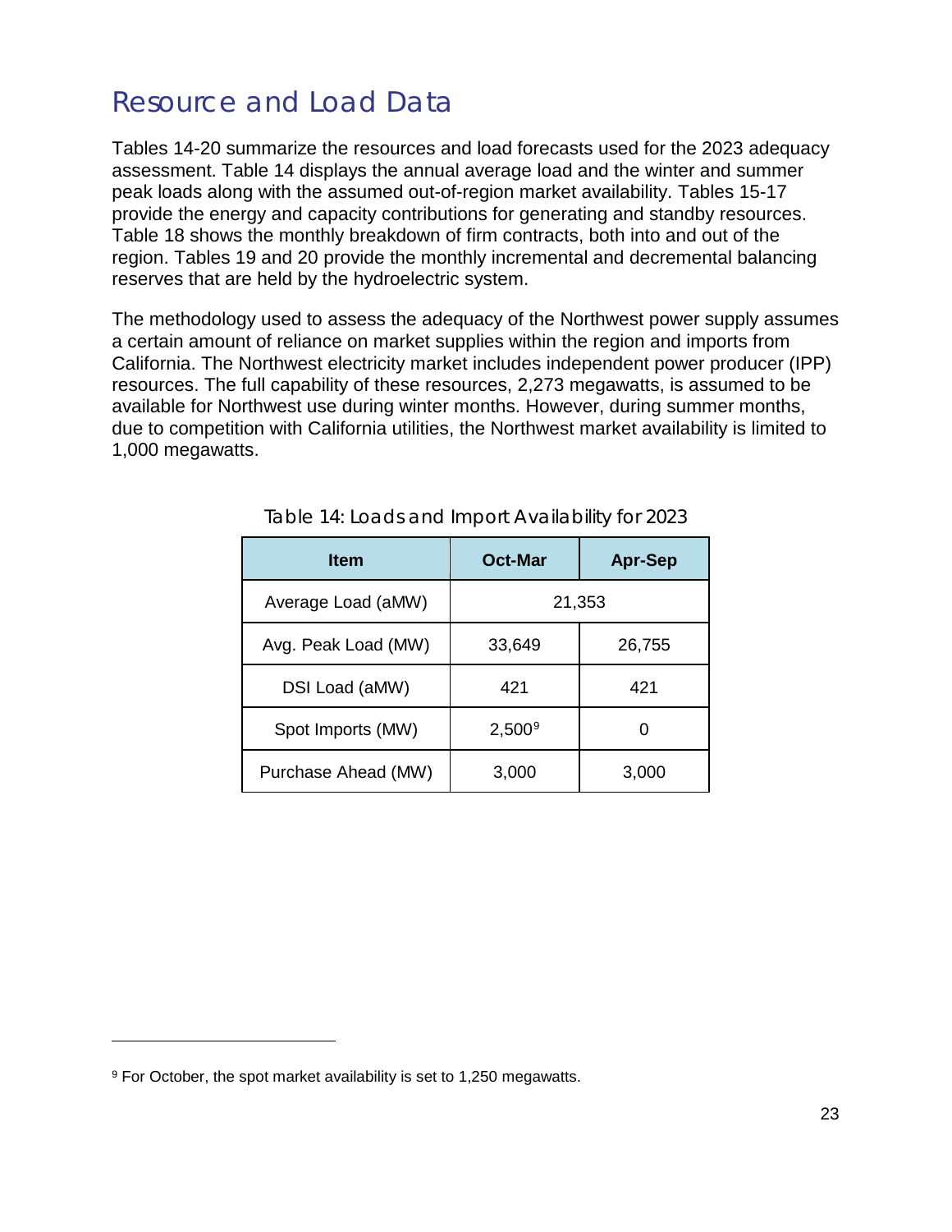# Resource and Load Data

Tables 14-20 summarize the resources and load forecasts used for the 2023 adequacy assessment. Table 14 displays the annual average load and the winter and summer peak loads along with the assumed out-of-region market availability. Tables 15-17 provide the energy and capacity contributions for generating and standby resources. Table 18 shows the monthly breakdown of firm contracts, both into and out of the region. Tables 19 and 20 provide the monthly incremental and decremental balancing reserves that are held by the hydroelectric system.

The methodology used to assess the adequacy of the Northwest power supply assumes a certain amount of reliance on market supplies within the region and imports from California. The Northwest electricity market includes independent power producer (IPP) resources. The full capability of these resources, 2,273 megawatts, is assumed to be available for Northwest use during winter months. However, during summer months, due to competition with California utilities, the Northwest market availability is limited to 1,000 megawatts.

Table 14: Loads and Import Availability for 2023

| Item | Oct-Mar | Apr-Sep |
|---|---|---|
| Average Load (aMW) | 21,353 | |
| Avg. Peak Load (MW) | 33,649 | 26,755 |
| DSI Load (aMW) | 421 | 421 |
| Spot Imports (MW) | 2,500[9] | 0 |
| Purchase Ahead (MW) | 3,000 | 3,000 |

[9] For October, the spot market availability is set to 1,250 megawatts.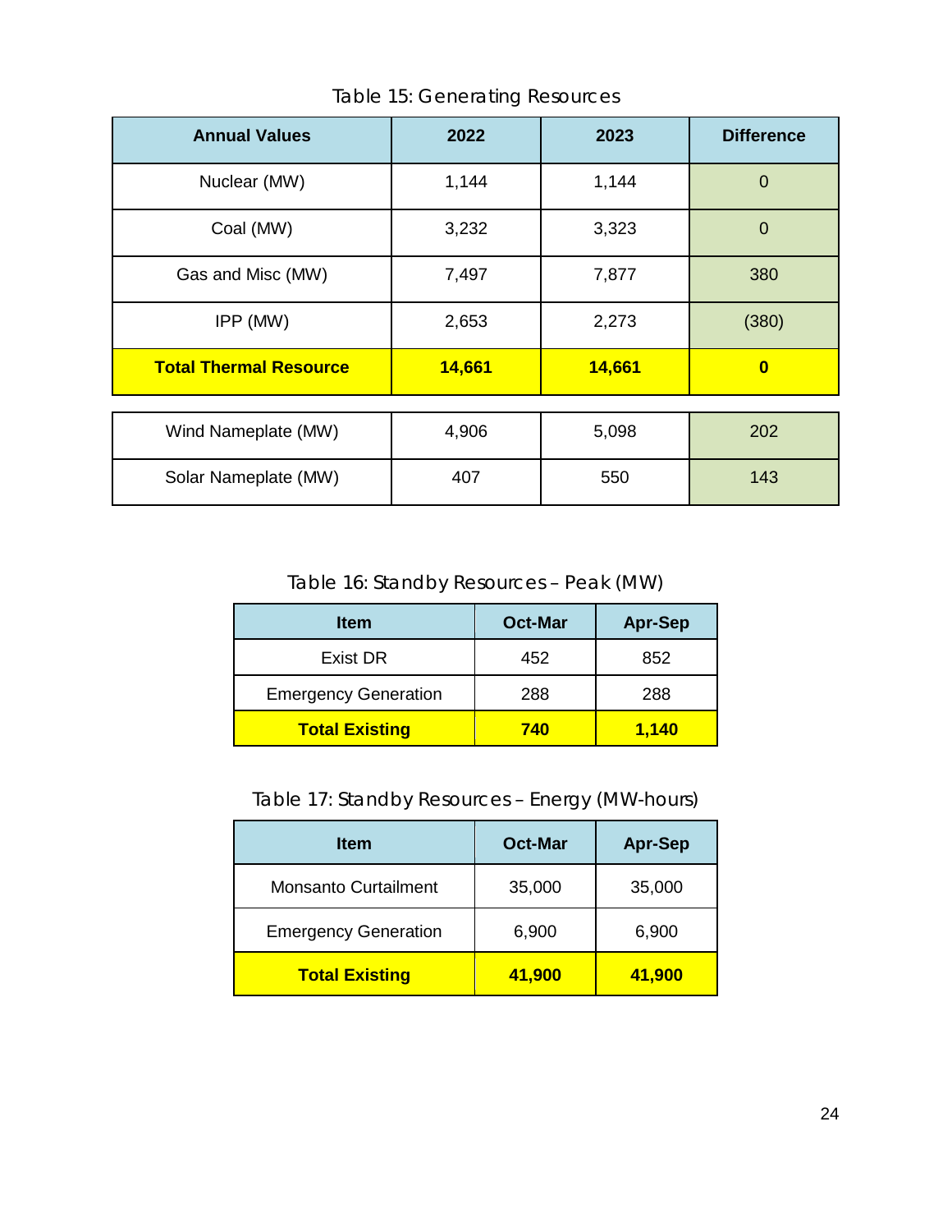Table 15: Generating Resources

| Annual Values | 2022 | 2023 | Difference |
|---|---|---|---|
| Nuclear (MW) | 1,144 | 1,144 | 0 |
| Coal (MW) | 3,232 | 3,323 | 0 |
| Gas and Misc (MW) | 7,497 | 7,877 | 380 |
| IPP (MW) | 2,653 | 2,273 | (380) |
| **Total Thermal Resource** | **14,661** | **14,661** | **0** |
| Wind Nameplate (MW) | 4,906 | 5,098 | 202 |
| Solar Nameplate (MW) | 407 | 550 | 143 |

Table 16: Standby Resources – Peak (MW)

| Item | Oct-Mar | Apr-Sep |
|---|---|---|
| Exist DR | 452 | 852 |
| Emergency Generation | 288 | 288 |
| **Total Existing** | **740** | **1,140** |

Table 17: Standby Resources – Energy (MW-hours)

| Item | Oct-Mar | Apr-Sep |
|---|---|---|
| Monsanto Curtailment | 35,000 | 35,000 |
| Emergency Generation | 6,900 | 6,900 |
| **Total Existing** | **41,900** | **41,900** |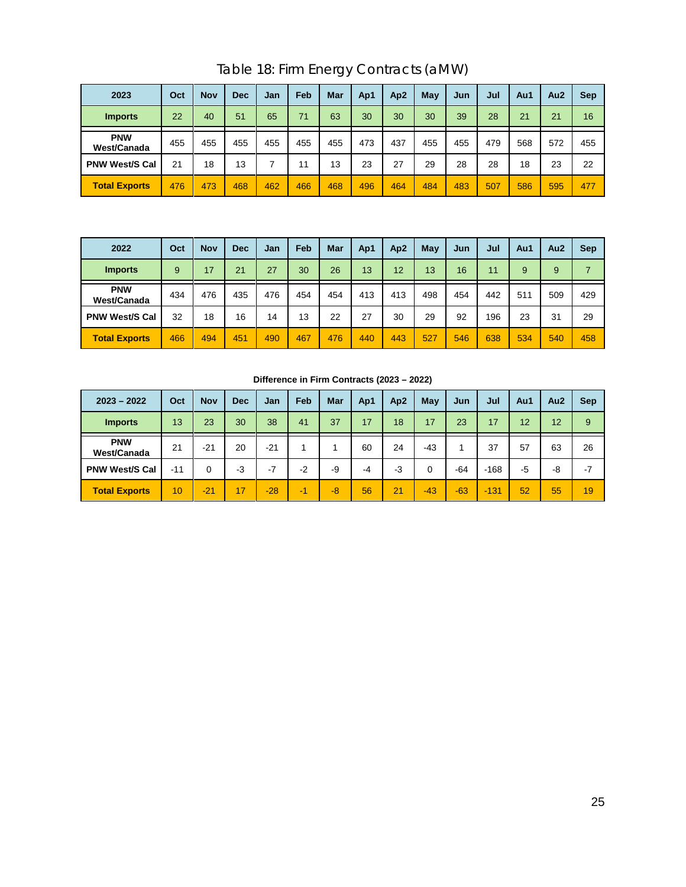# Table 18: Firm Energy Contracts (aMW)

| 2023 | Oct | Nov | Dec | Jan | Feb | Mar | Ap1 | Ap2 | May | Jun | Jul | Au1 | Au2 | Sep |
|---|---|---|---|---|---|---|---|---|---|---|---|---|---|---|
| **Imports** | 22 | 40 | 51 | 65 | 71 | 63 | 30 | 30 | 30 | 39 | 28 | 21 | 21 | 16 |
| **PNW West/Canada** | 455 | 455 | 455 | 455 | 455 | 455 | 473 | 437 | 455 | 455 | 479 | 568 | 572 | 455 |
| **PNW West/S Cal** | 21 | 18 | 13 | 7 | 11 | 13 | 23 | 27 | 29 | 28 | 28 | 18 | 23 | 22 |
| **Total Exports** | 476 | 473 | 468 | 462 | 466 | 468 | 496 | 464 | 484 | 483 | 507 | 586 | 595 | 477 |

| 2022 | Oct | Nov | Dec | Jan | Feb | Mar | Ap1 | Ap2 | May | Jun | Jul | Au1 | Au2 | Sep |
|---|---|---|---|---|---|---|---|---|---|---|---|---|---|---|
| **Imports** | 9 | 17 | 21 | 27 | 30 | 26 | 13 | 12 | 13 | 16 | 11 | 9 | 9 | 7 |
| **PNW West/Canada** | 434 | 476 | 435 | 476 | 454 | 454 | 413 | 413 | 498 | 454 | 442 | 511 | 509 | 429 |
| **PNW West/S Cal** | 32 | 18 | 16 | 14 | 13 | 22 | 27 | 30 | 29 | 92 | 196 | 23 | 31 | 29 |
| **Total Exports** | 466 | 494 | 451 | 490 | 467 | 476 | 440 | 443 | 527 | 546 | 638 | 534 | 540 | 458 |

**Difference in Firm Contracts (2023 – 2022)**

| 2023 – 2022 | Oct | Nov | Dec | Jan | Feb | Mar | Ap1 | Ap2 | May | Jun | Jul | Au1 | Au2 | Sep |
|---|---|---|---|---|---|---|---|---|---|---|---|---|---|---|
| **Imports** | 13 | 23 | 30 | 38 | 41 | 37 | 17 | 18 | 17 | 23 | 17 | 12 | 12 | 9 |
| **PNW West/Canada** | 21 | -21 | 20 | -21 | 1 | 1 | 60 | 24 | -43 | 1 | 37 | 57 | 63 | 26 |
| **PNW West/S Cal** | -11 | 0 | -3 | -7 | -2 | -9 | -4 | -3 | 0 | -64 | -168 | -5 | -8 | -7 |
| **Total Exports** | 10 | -21 | 17 | -28 | -1 | -8 | 56 | 21 | -43 | -63 | -131 | 52 | 55 | 19 |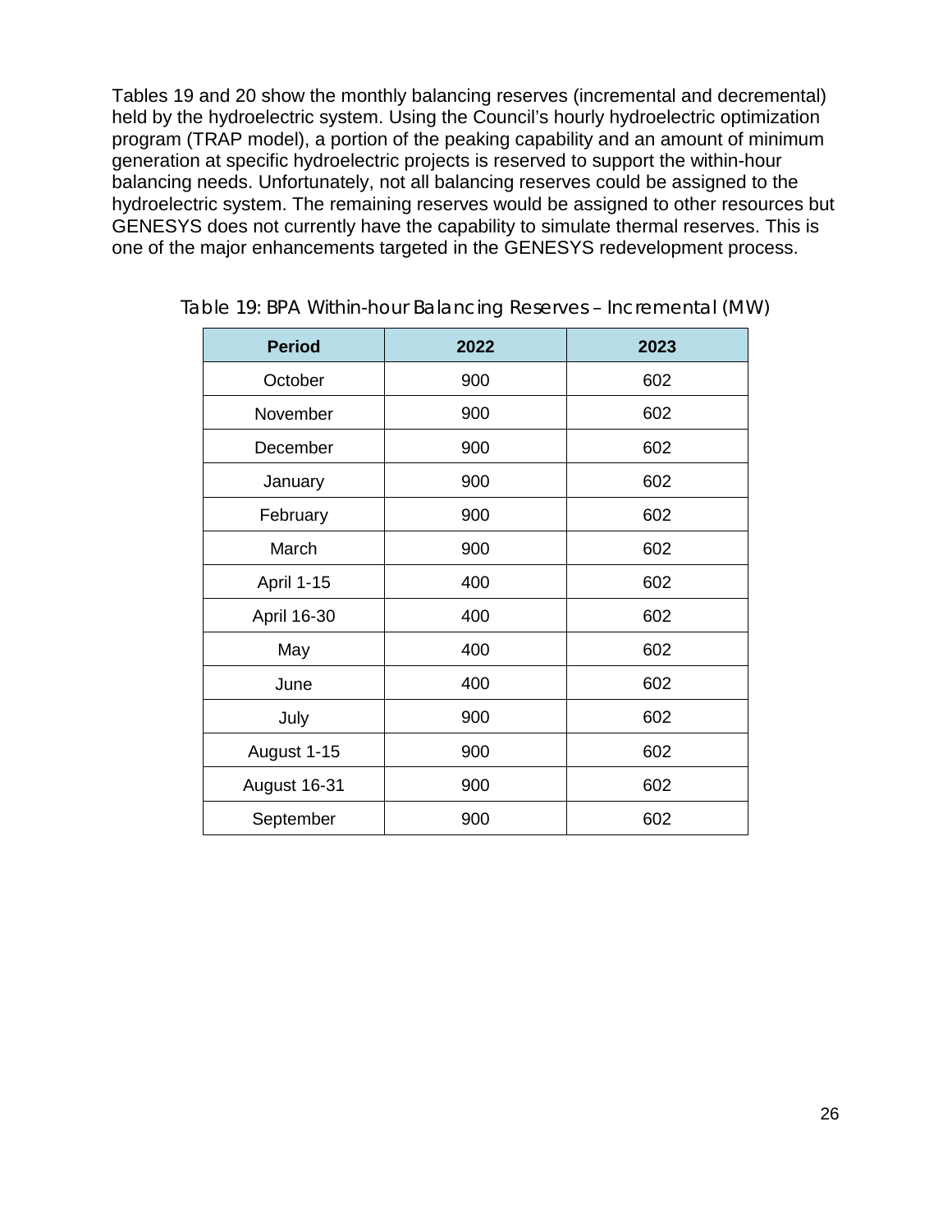Tables 19 and 20 show the monthly balancing reserves (incremental and decremental) held by the hydroelectric system. Using the Council's hourly hydroelectric optimization program (TRAP model), a portion of the peaking capability and an amount of minimum generation at specific hydroelectric projects is reserved to support the within-hour balancing needs. Unfortunately, not all balancing reserves could be assigned to the hydroelectric system. The remaining reserves would be assigned to other resources but GENESYS does not currently have the capability to simulate thermal reserves. This is one of the major enhancements targeted in the GENESYS redevelopment process.

Table 19: BPA Within-hour Balancing Reserves – Incremental (MW)

| Period | 2022 | 2023 |
|---|---|---|
| October | 900 | 602 |
| November | 900 | 602 |
| December | 900 | 602 |
| January | 900 | 602 |
| February | 900 | 602 |
| March | 900 | 602 |
| April 1-15 | 400 | 602 |
| April 16-30 | 400 | 602 |
| May | 400 | 602 |
| June | 400 | 602 |
| July | 900 | 602 |
| August 1-15 | 900 | 602 |
| August 16-31 | 900 | 602 |
| September | 900 | 602 |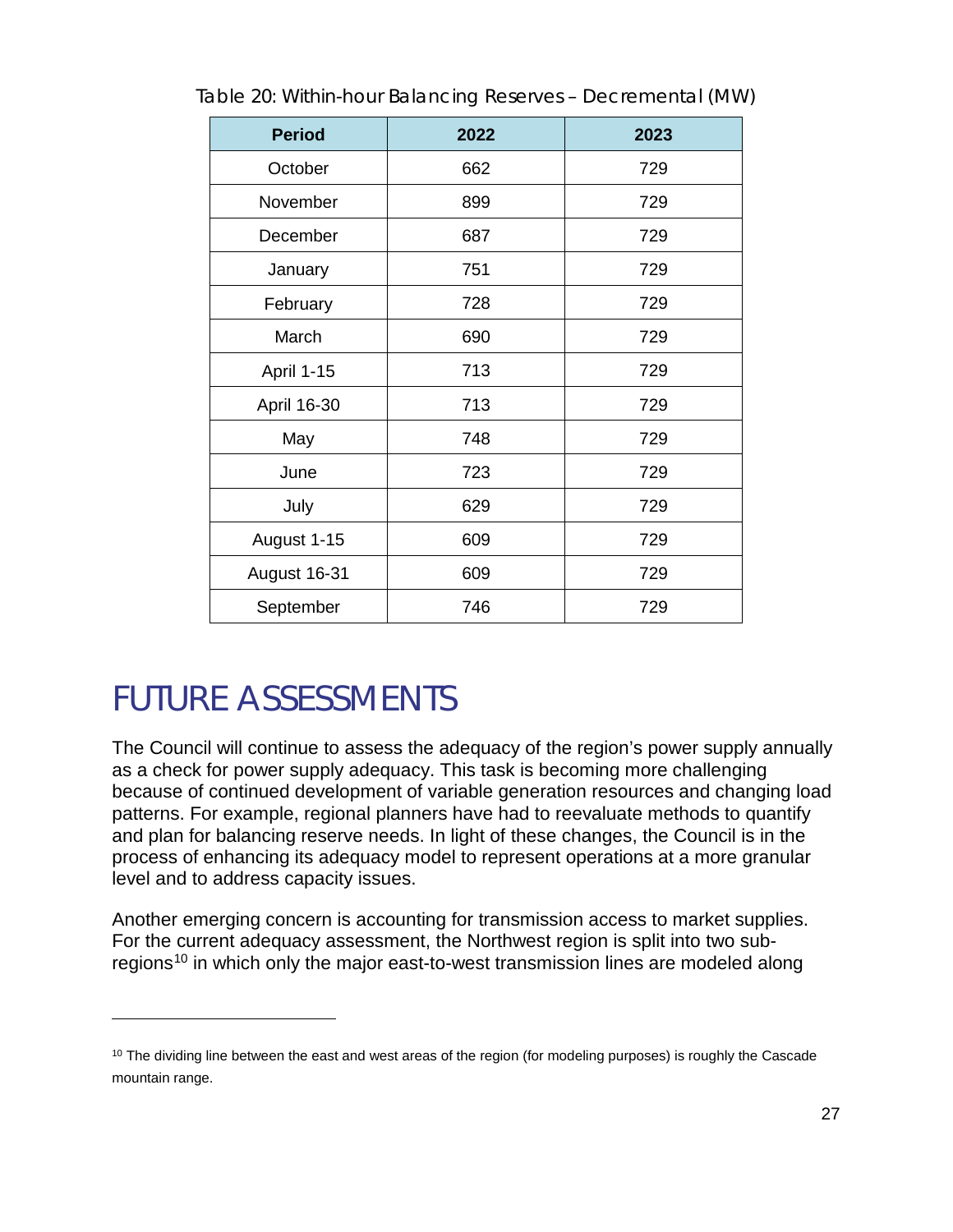Table 20: Within-hour Balancing Reserves – Decremental (MW)

| Period | 2022 | 2023 |
|---|---|---|
| October | 662 | 729 |
| November | 899 | 729 |
| December | 687 | 729 |
| January | 751 | 729 |
| February | 728 | 729 |
| March | 690 | 729 |
| April 1-15 | 713 | 729 |
| April 16-30 | 713 | 729 |
| May | 748 | 729 |
| June | 723 | 729 |
| July | 629 | 729 |
| August 1-15 | 609 | 729 |
| August 16-31 | 609 | 729 |
| September | 746 | 729 |

# FUTURE ASSESSMENTS

The Council will continue to assess the adequacy of the region's power supply annually as a check for power supply adequacy. This task is becoming more challenging because of continued development of variable generation resources and changing load patterns. For example, regional planners have had to reevaluate methods to quantify and plan for balancing reserve needs. In light of these changes, the Council is in the process of enhancing its adequacy model to represent operations at a more granular level and to address capacity issues.

Another emerging concern is accounting for transmission access to market supplies. For the current adequacy assessment, the Northwest region is split into two sub-regions[10] in which only the major east-to-west transmission lines are modeled along

[10] The dividing line between the east and west areas of the region (for modeling purposes) is roughly the Cascade mountain range.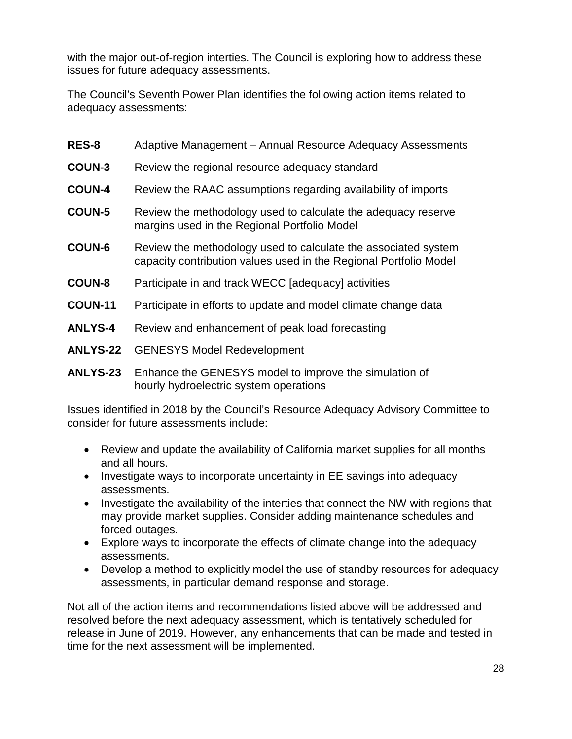with the major out-of-region interties. The Council is exploring how to address these issues for future adequacy assessments.

The Council's Seventh Power Plan identifies the following action items related to adequacy assessments:

| | |
|---|---|
| **RES-8** | Adaptive Management – Annual Resource Adequacy Assessments |
| **COUN-3** | Review the regional resource adequacy standard |
| **COUN-4** | Review the RAAC assumptions regarding availability of imports |
| **COUN-5** | Review the methodology used to calculate the adequacy reserve margins used in the Regional Portfolio Model |
| **COUN-6** | Review the methodology used to calculate the associated system capacity contribution values used in the Regional Portfolio Model |
| **COUN-8** | Participate in and track WECC [adequacy] activities |
| **COUN-11** | Participate in efforts to update and model climate change data |
| **ANLYS-4** | Review and enhancement of peak load forecasting |
| **ANLYS-22** | GENESYS Model Redevelopment |
| **ANLYS-23** | Enhance the GENESYS model to improve the simulation of hourly hydroelectric system operations |

Issues identified in 2018 by the Council's Resource Adequacy Advisory Committee to consider for future assessments include:

- Review and update the availability of California market supplies for all months and all hours.
- Investigate ways to incorporate uncertainty in EE savings into adequacy assessments.
- Investigate the availability of the interties that connect the NW with regions that may provide market supplies. Consider adding maintenance schedules and forced outages.
- Explore ways to incorporate the effects of climate change into the adequacy assessments.
- Develop a method to explicitly model the use of standby resources for adequacy assessments, in particular demand response and storage.

Not all of the action items and recommendations listed above will be addressed and resolved before the next adequacy assessment, which is tentatively scheduled for release in June of 2019. However, any enhancements that can be made and tested in time for the next assessment will be implemented.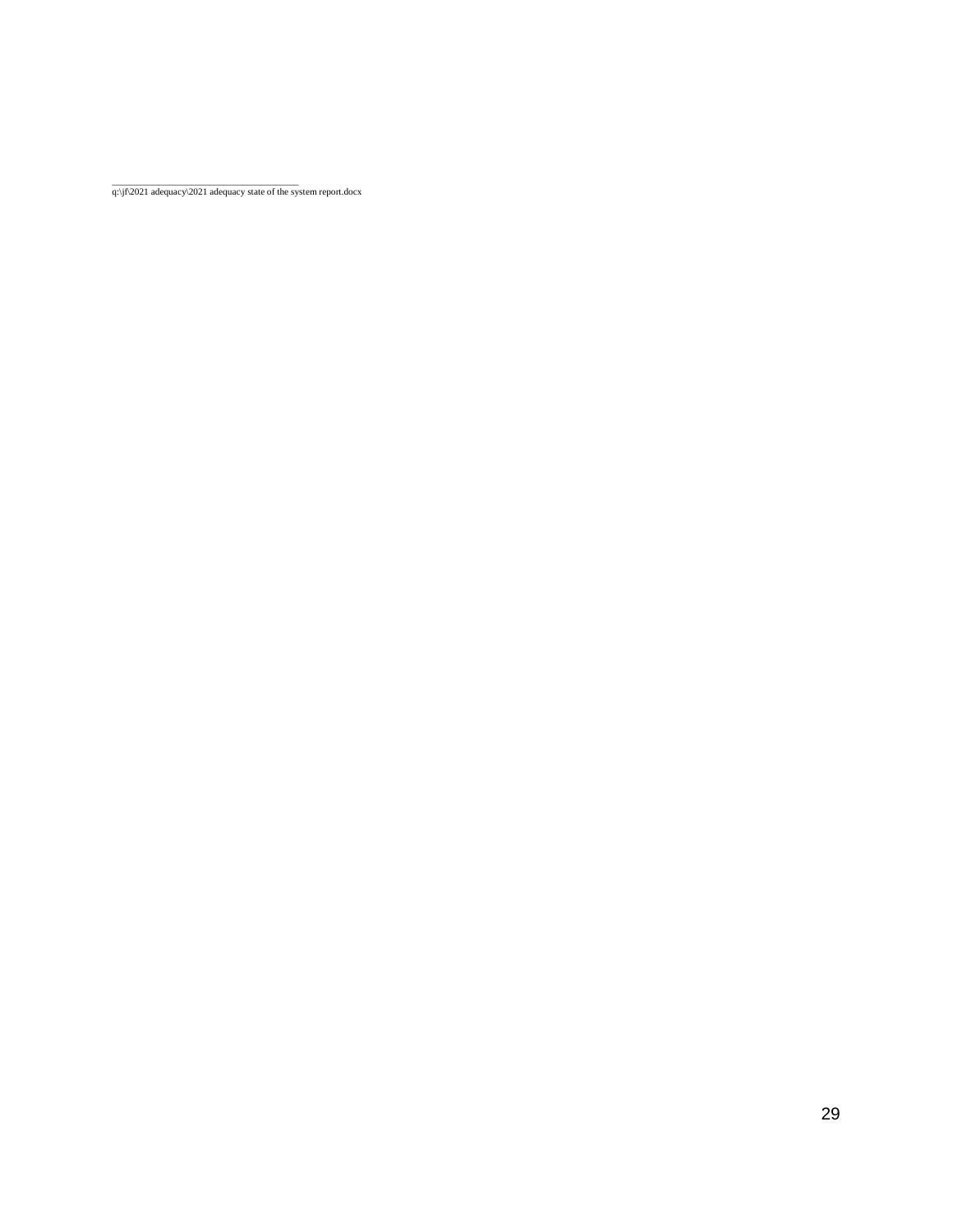\_\_\_\_\_\_\_\_\_\_\_\_\_\_\_\_\_\_\_\_\_\_\_\_\_\_\_\_\_\_\_\_\_\_\_\_\_\_

q:\jf\2021 adequacy\2021 adequacy state of the system report.docx